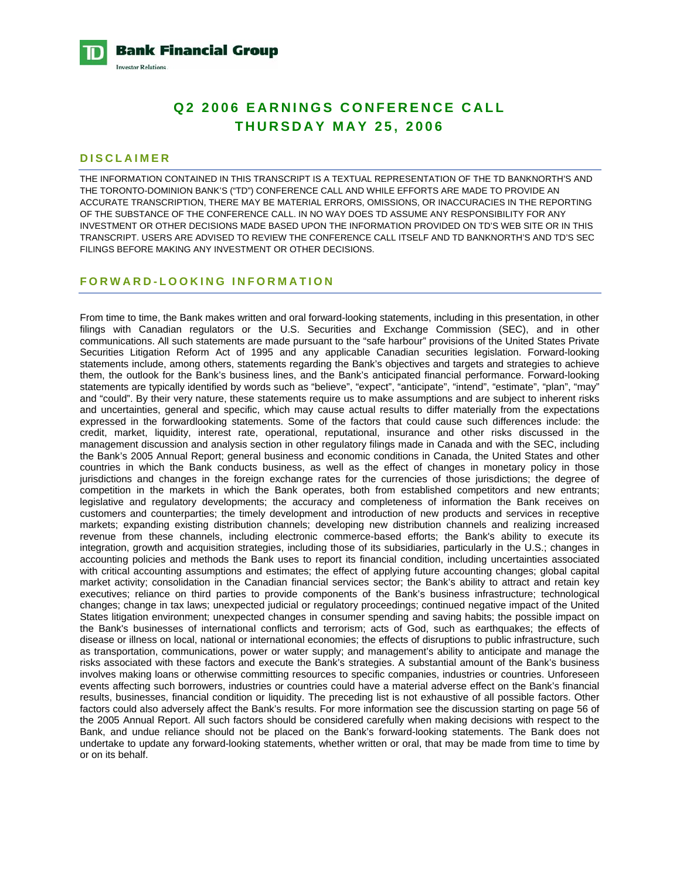TD Bank Financial Group

Investor Relations

# Q2 2006 EARNINGS CONFERENCE CALL
# THURSDAY MAY 25, 2006

## DISCLAIMER

THE INFORMATION CONTAINED IN THIS TRANSCRIPT IS A TEXTUAL REPRESENTATION OF THE TD BANKNORTH'S AND THE TORONTO-DOMINION BANK'S ("TD") CONFERENCE CALL AND WHILE EFFORTS ARE MADE TO PROVIDE AN ACCURATE TRANSCRIPTION, THERE MAY BE MATERIAL ERRORS, OMISSIONS, OR INACCURACIES IN THE REPORTING OF THE SUBSTANCE OF THE CONFERENCE CALL. IN NO WAY DOES TD ASSUME ANY RESPONSIBILITY FOR ANY INVESTMENT OR OTHER DECISIONS MADE BASED UPON THE INFORMATION PROVIDED ON TD'S WEB SITE OR IN THIS TRANSCRIPT. USERS ARE ADVISED TO REVIEW THE CONFERENCE CALL ITSELF AND TD BANKNORTH'S AND TD'S SEC FILINGS BEFORE MAKING ANY INVESTMENT OR OTHER DECISIONS.

## FORWARD-LOOKING INFORMATION

From time to time, the Bank makes written and oral forward-looking statements, including in this presentation, in other filings with Canadian regulators or the U.S. Securities and Exchange Commission (SEC), and in other communications. All such statements are made pursuant to the "safe harbour" provisions of the United States Private Securities Litigation Reform Act of 1995 and any applicable Canadian securities legislation. Forward-looking statements include, among others, statements regarding the Bank's objectives and targets and strategies to achieve them, the outlook for the Bank's business lines, and the Bank's anticipated financial performance. Forward-looking statements are typically identified by words such as "believe", "expect", "anticipate", "intend", "estimate", "plan", "may" and "could". By their very nature, these statements require us to make assumptions and are subject to inherent risks and uncertainties, general and specific, which may cause actual results to differ materially from the expectations expressed in the forwardlooking statements. Some of the factors that could cause such differences include: the credit, market, liquidity, interest rate, operational, reputational, insurance and other risks discussed in the management discussion and analysis section in other regulatory filings made in Canada and with the SEC, including the Bank's 2005 Annual Report; general business and economic conditions in Canada, the United States and other countries in which the Bank conducts business, as well as the effect of changes in monetary policy in those jurisdictions and changes in the foreign exchange rates for the currencies of those jurisdictions; the degree of competition in the markets in which the Bank operates, both from established competitors and new entrants; legislative and regulatory developments; the accuracy and completeness of information the Bank receives on customers and counterparties; the timely development and introduction of new products and services in receptive markets; expanding existing distribution channels; developing new distribution channels and realizing increased revenue from these channels, including electronic commerce-based efforts; the Bank's ability to execute its integration, growth and acquisition strategies, including those of its subsidiaries, particularly in the U.S.; changes in accounting policies and methods the Bank uses to report its financial condition, including uncertainties associated with critical accounting assumptions and estimates; the effect of applying future accounting changes; global capital market activity; consolidation in the Canadian financial services sector; the Bank's ability to attract and retain key executives; reliance on third parties to provide components of the Bank's business infrastructure; technological changes; change in tax laws; unexpected judicial or regulatory proceedings; continued negative impact of the United States litigation environment; unexpected changes in consumer spending and saving habits; the possible impact on the Bank's businesses of international conflicts and terrorism; acts of God, such as earthquakes; the effects of disease or illness on local, national or international economies; the effects of disruptions to public infrastructure, such as transportation, communications, power or water supply; and management's ability to anticipate and manage the risks associated with these factors and execute the Bank's strategies. A substantial amount of the Bank's business involves making loans or otherwise committing resources to specific companies, industries or countries. Unforeseen events affecting such borrowers, industries or countries could have a material adverse effect on the Bank's financial results, businesses, financial condition or liquidity. The preceding list is not exhaustive of all possible factors. Other factors could also adversely affect the Bank's results. For more information see the discussion starting on page 56 of the 2005 Annual Report. All such factors should be considered carefully when making decisions with respect to the Bank, and undue reliance should not be placed on the Bank's forward-looking statements. The Bank does not undertake to update any forward-looking statements, whether written or oral, that may be made from time to time by or on its behalf.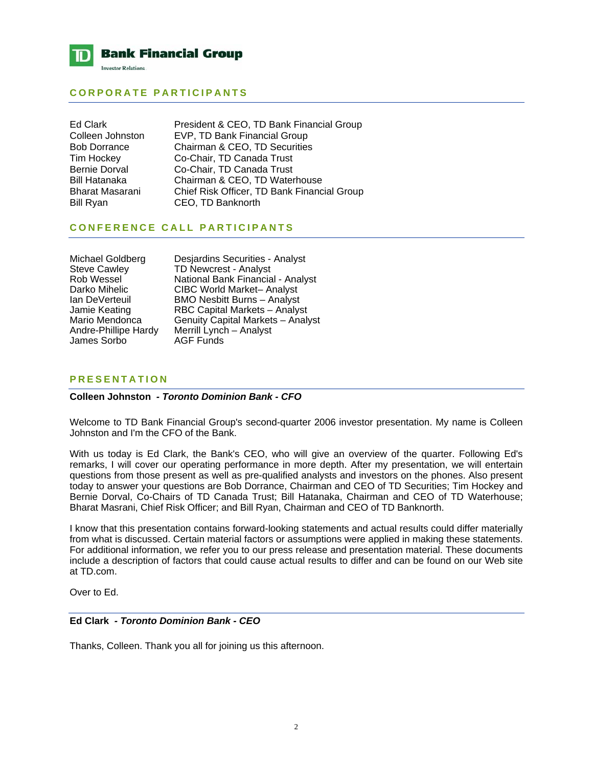# CORPORATE PARTICIPANTS

| | |
|---|---|
| Ed Clark | President & CEO, TD Bank Financial Group |
| Colleen Johnston | EVP, TD Bank Financial Group |
| Bob Dorrance | Chairman & CEO, TD Securities |
| Tim Hockey | Co-Chair, TD Canada Trust |
| Bernie Dorval | Co-Chair, TD Canada Trust |
| Bill Hatanaka | Chairman & CEO, TD Waterhouse |
| Bharat Masarani | Chief Risk Officer, TD Bank Financial Group |
| Bill Ryan | CEO, TD Banknorth |

# CONFERENCE CALL PARTICIPANTS

| | |
|---|---|
| Michael Goldberg | Desjardins Securities - Analyst |
| Steve Cawley | TD Newcrest - Analyst |
| Rob Wessel | National Bank Financial - Analyst |
| Darko Mihelic | CIBC World Market– Analyst |
| Ian DeVerteuil | BMO Nesbitt Burns – Analyst |
| Jamie Keating | RBC Capital Markets – Analyst |
| Mario Mendonca | Genuity Capital Markets – Analyst |
| Andre-Phillipe Hardy | Merrill Lynch – Analyst |
| James Sorbo | AGF Funds |

# PRESENTATION

**Colleen Johnston** *- **Toronto Dominion Bank - CFO***

Welcome to TD Bank Financial Group's second-quarter 2006 investor presentation. My name is Colleen Johnston and I'm the CFO of the Bank.

With us today is Ed Clark, the Bank's CEO, who will give an overview of the quarter. Following Ed's remarks, I will cover our operating performance in more depth. After my presentation, we will entertain questions from those present as well as pre-qualified analysts and investors on the phones. Also present today to answer your questions are Bob Dorrance, Chairman and CEO of TD Securities; Tim Hockey and Bernie Dorval, Co-Chairs of TD Canada Trust; Bill Hatanaka, Chairman and CEO of TD Waterhouse; Bharat Masrani, Chief Risk Officer; and Bill Ryan, Chairman and CEO of TD Banknorth.

I know that this presentation contains forward-looking statements and actual results could differ materially from what is discussed. Certain material factors or assumptions were applied in making these statements. For additional information, we refer you to our press release and presentation material. These documents include a description of factors that could cause actual results to differ and can be found on our Web site at TD.com.

Over to Ed.

---

**Ed Clark** *- **Toronto Dominion Bank - CEO***

Thanks, Colleen. Thank you all for joining us this afternoon.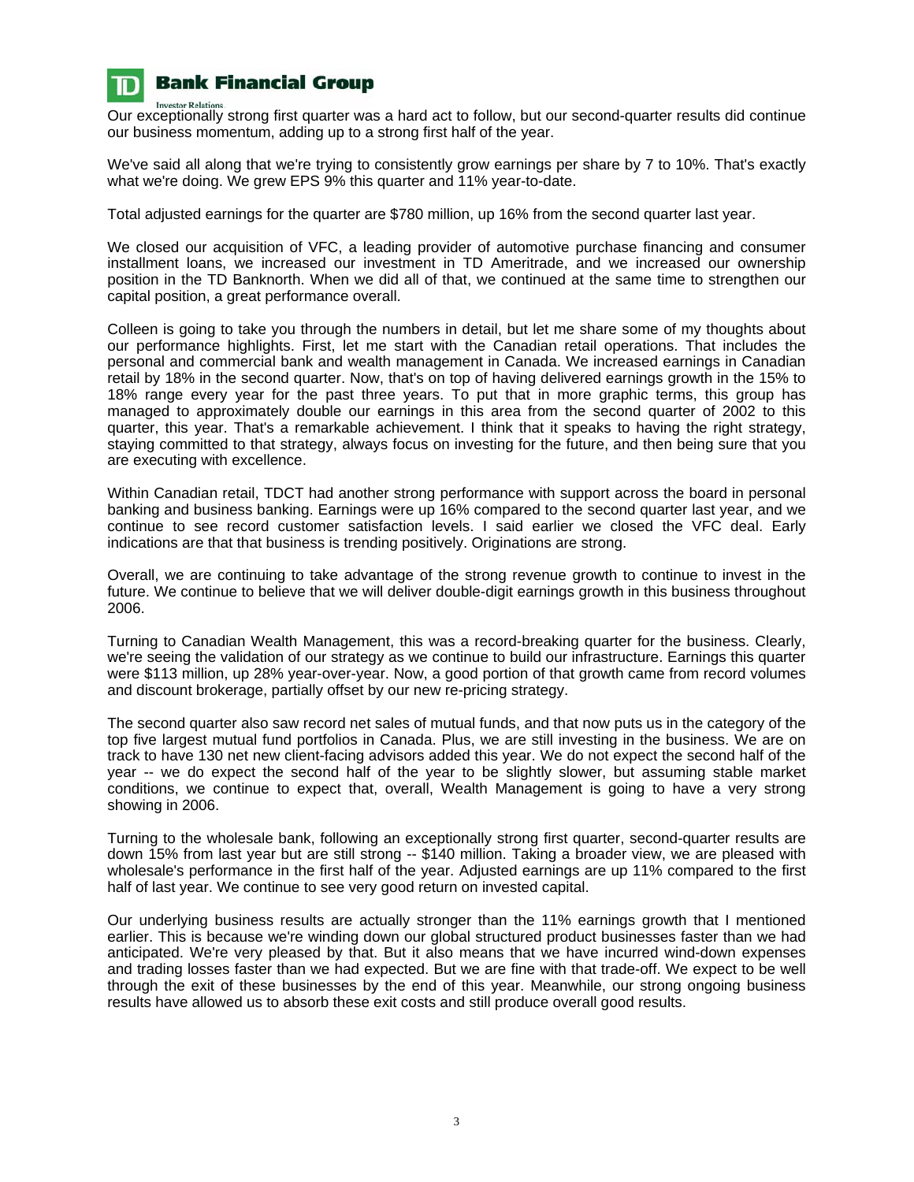Our exceptionally strong first quarter was a hard act to follow, but our second-quarter results did continue our business momentum, adding up to a strong first half of the year.

We've said all along that we're trying to consistently grow earnings per share by 7 to 10%. That's exactly what we're doing. We grew EPS 9% this quarter and 11% year-to-date.

Total adjusted earnings for the quarter are $780 million, up 16% from the second quarter last year.

We closed our acquisition of VFC, a leading provider of automotive purchase financing and consumer installment loans, we increased our investment in TD Ameritrade, and we increased our ownership position in the TD Banknorth. When we did all of that, we continued at the same time to strengthen our capital position, a great performance overall.

Colleen is going to take you through the numbers in detail, but let me share some of my thoughts about our performance highlights. First, let me start with the Canadian retail operations. That includes the personal and commercial bank and wealth management in Canada. We increased earnings in Canadian retail by 18% in the second quarter. Now, that's on top of having delivered earnings growth in the 15% to 18% range every year for the past three years. To put that in more graphic terms, this group has managed to approximately double our earnings in this area from the second quarter of 2002 to this quarter, this year. That's a remarkable achievement. I think that it speaks to having the right strategy, staying committed to that strategy, always focus on investing for the future, and then being sure that you are executing with excellence.

Within Canadian retail, TDCT had another strong performance with support across the board in personal banking and business banking. Earnings were up 16% compared to the second quarter last year, and we continue to see record customer satisfaction levels. I said earlier we closed the VFC deal. Early indications are that that business is trending positively. Originations are strong.

Overall, we are continuing to take advantage of the strong revenue growth to continue to invest in the future. We continue to believe that we will deliver double-digit earnings growth in this business throughout 2006.

Turning to Canadian Wealth Management, this was a record-breaking quarter for the business. Clearly, we're seeing the validation of our strategy as we continue to build our infrastructure. Earnings this quarter were $113 million, up 28% year-over-year. Now, a good portion of that growth came from record volumes and discount brokerage, partially offset by our new re-pricing strategy.

The second quarter also saw record net sales of mutual funds, and that now puts us in the category of the top five largest mutual fund portfolios in Canada. Plus, we are still investing in the business. We are on track to have 130 net new client-facing advisors added this year. We do not expect the second half of the year -- we do expect the second half of the year to be slightly slower, but assuming stable market conditions, we continue to expect that, overall, Wealth Management is going to have a very strong showing in 2006.

Turning to the wholesale bank, following an exceptionally strong first quarter, second-quarter results are down 15% from last year but are still strong -- $140 million. Taking a broader view, we are pleased with wholesale's performance in the first half of the year. Adjusted earnings are up 11% compared to the first half of last year. We continue to see very good return on invested capital.

Our underlying business results are actually stronger than the 11% earnings growth that I mentioned earlier. This is because we're winding down our global structured product businesses faster than we had anticipated. We're very pleased by that. But it also means that we have incurred wind-down expenses and trading losses faster than we had expected. But we are fine with that trade-off. We expect to be well through the exit of these businesses by the end of this year. Meanwhile, our strong ongoing business results have allowed us to absorb these exit costs and still produce overall good results.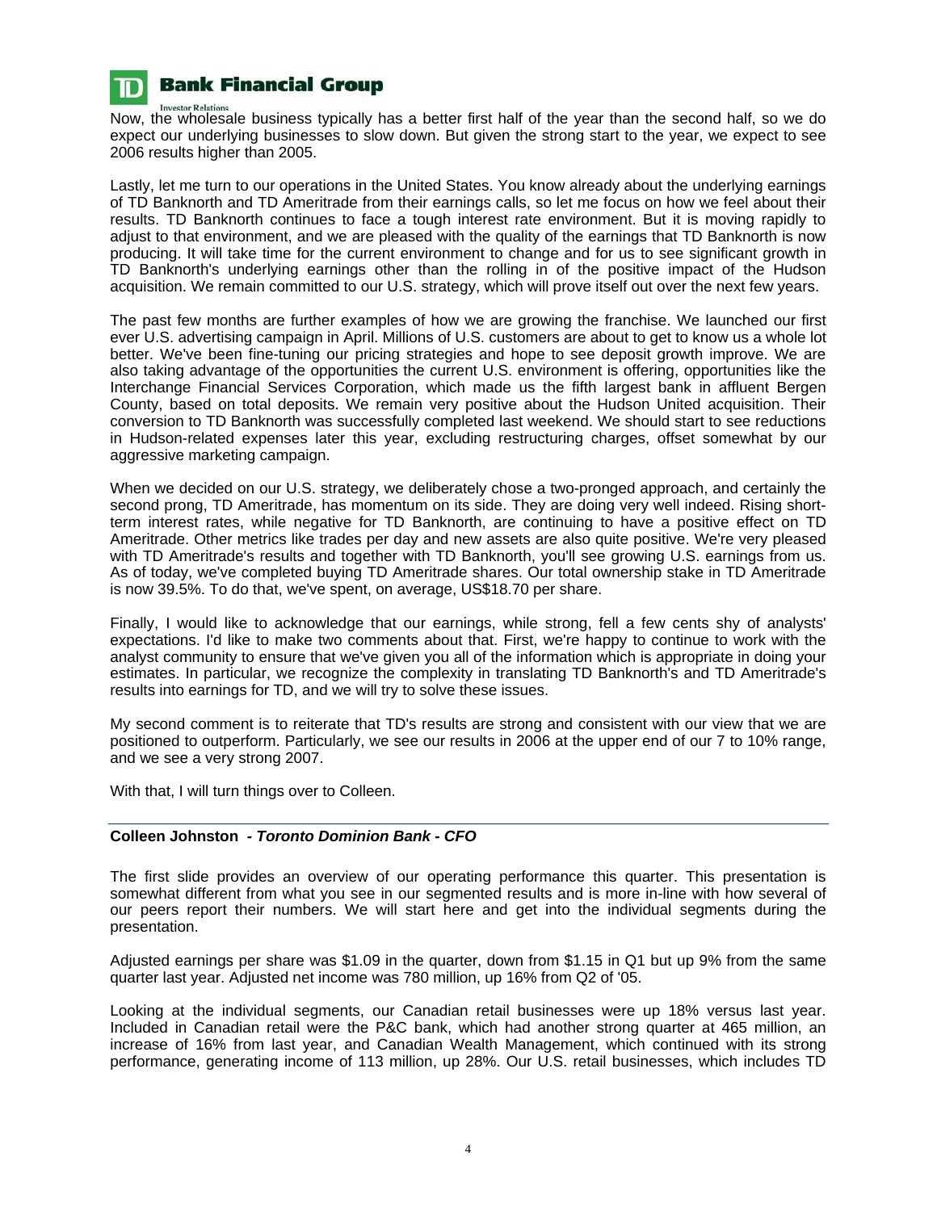Now, the wholesale business typically has a better first half of the year than the second half, so we do expect our underlying businesses to slow down. But given the strong start to the year, we expect to see 2006 results higher than 2005.

Lastly, let me turn to our operations in the United States. You know already about the underlying earnings of TD Banknorth and TD Ameritrade from their earnings calls, so let me focus on how we feel about their results. TD Banknorth continues to face a tough interest rate environment. But it is moving rapidly to adjust to that environment, and we are pleased with the quality of the earnings that TD Banknorth is now producing. It will take time for the current environment to change and for us to see significant growth in TD Banknorth's underlying earnings other than the rolling in of the positive impact of the Hudson acquisition. We remain committed to our U.S. strategy, which will prove itself out over the next few years.

The past few months are further examples of how we are growing the franchise. We launched our first ever U.S. advertising campaign in April. Millions of U.S. customers are about to get to know us a whole lot better. We've been fine-tuning our pricing strategies and hope to see deposit growth improve. We are also taking advantage of the opportunities the current U.S. environment is offering, opportunities like the Interchange Financial Services Corporation, which made us the fifth largest bank in affluent Bergen County, based on total deposits. We remain very positive about the Hudson United acquisition. Their conversion to TD Banknorth was successfully completed last weekend. We should start to see reductions in Hudson-related expenses later this year, excluding restructuring charges, offset somewhat by our aggressive marketing campaign.

When we decided on our U.S. strategy, we deliberately chose a two-pronged approach, and certainly the second prong, TD Ameritrade, has momentum on its side. They are doing very well indeed. Rising short-term interest rates, while negative for TD Banknorth, are continuing to have a positive effect on TD Ameritrade. Other metrics like trades per day and new assets are also quite positive. We're very pleased with TD Ameritrade's results and together with TD Banknorth, you'll see growing U.S. earnings from us. As of today, we've completed buying TD Ameritrade shares. Our total ownership stake in TD Ameritrade is now 39.5%. To do that, we've spent, on average, US$18.70 per share.

Finally, I would like to acknowledge that our earnings, while strong, fell a few cents shy of analysts' expectations. I'd like to make two comments about that. First, we're happy to continue to work with the analyst community to ensure that we've given you all of the information which is appropriate in doing your estimates. In particular, we recognize the complexity in translating TD Banknorth's and TD Ameritrade's results into earnings for TD, and we will try to solve these issues.

My second comment is to reiterate that TD's results are strong and consistent with our view that we are positioned to outperform. Particularly, we see our results in 2006 at the upper end of our 7 to 10% range, and we see a very strong 2007.

With that, I will turn things over to Colleen.

**Colleen Johnston - *Toronto Dominion Bank - CFO***

The first slide provides an overview of our operating performance this quarter. This presentation is somewhat different from what you see in our segmented results and is more in-line with how several of our peers report their numbers. We will start here and get into the individual segments during the presentation.

Adjusted earnings per share was $1.09 in the quarter, down from $1.15 in Q1 but up 9% from the same quarter last year. Adjusted net income was 780 million, up 16% from Q2 of '05.

Looking at the individual segments, our Canadian retail businesses were up 18% versus last year. Included in Canadian retail were the P&C bank, which had another strong quarter at 465 million, an increase of 16% from last year, and Canadian Wealth Management, which continued with its strong performance, generating income of 113 million, up 28%. Our U.S. retail businesses, which includes TD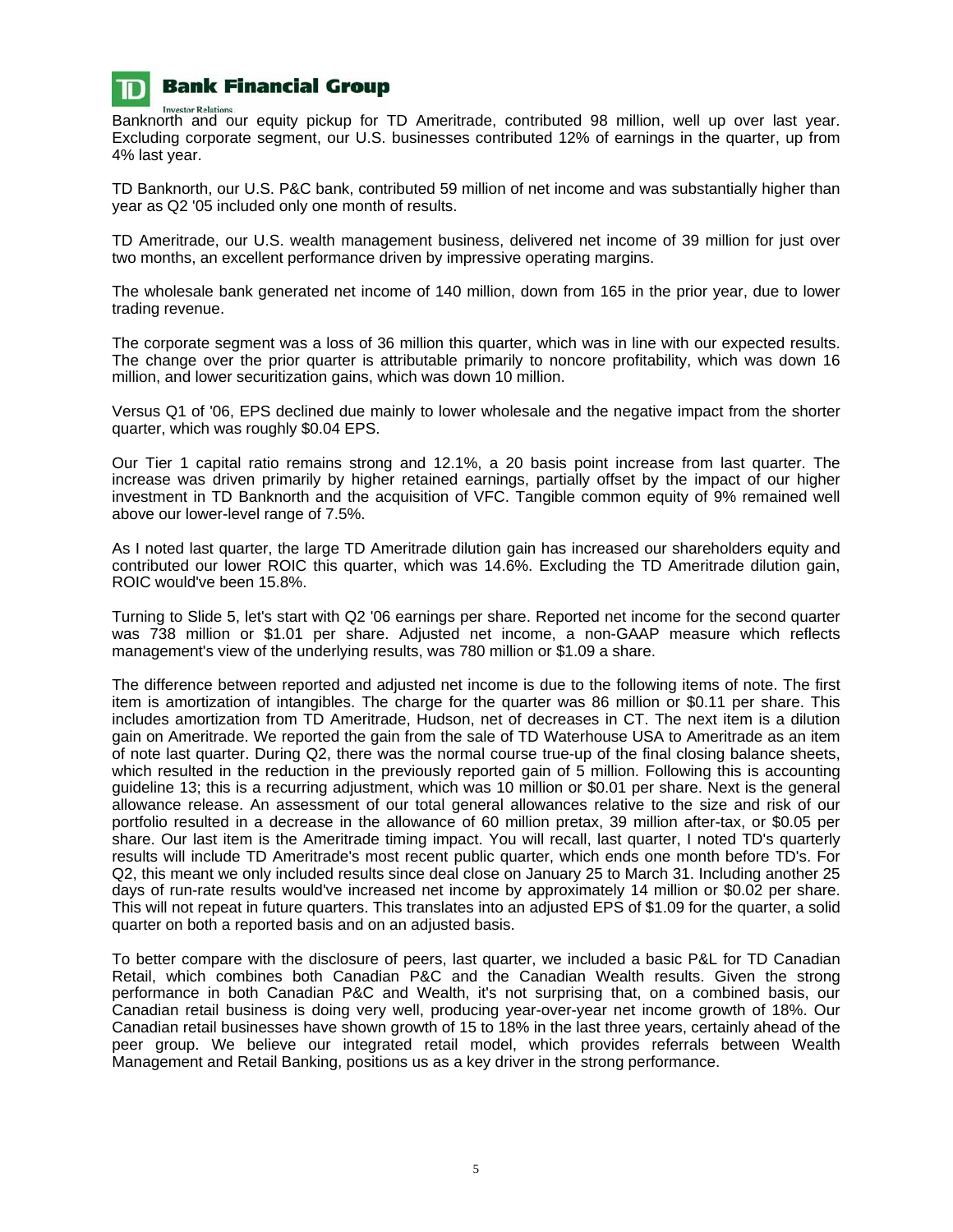Banknorth and our equity pickup for TD Ameritrade, contributed 98 million, well up over last year. Excluding corporate segment, our U.S. businesses contributed 12% of earnings in the quarter, up from 4% last year.

TD Banknorth, our U.S. P&C bank, contributed 59 million of net income and was substantially higher than year as Q2 '05 included only one month of results.

TD Ameritrade, our U.S. wealth management business, delivered net income of 39 million for just over two months, an excellent performance driven by impressive operating margins.

The wholesale bank generated net income of 140 million, down from 165 in the prior year, due to lower trading revenue.

The corporate segment was a loss of 36 million this quarter, which was in line with our expected results. The change over the prior quarter is attributable primarily to noncore profitability, which was down 16 million, and lower securitization gains, which was down 10 million.

Versus Q1 of '06, EPS declined due mainly to lower wholesale and the negative impact from the shorter quarter, which was roughly $0.04 EPS.

Our Tier 1 capital ratio remains strong and 12.1%, a 20 basis point increase from last quarter. The increase was driven primarily by higher retained earnings, partially offset by the impact of our higher investment in TD Banknorth and the acquisition of VFC. Tangible common equity of 9% remained well above our lower-level range of 7.5%.

As I noted last quarter, the large TD Ameritrade dilution gain has increased our shareholders equity and contributed our lower ROIC this quarter, which was 14.6%. Excluding the TD Ameritrade dilution gain, ROIC would've been 15.8%.

Turning to Slide 5, let's start with Q2 '06 earnings per share. Reported net income for the second quarter was 738 million or $1.01 per share. Adjusted net income, a non-GAAP measure which reflects management's view of the underlying results, was 780 million or $1.09 a share.

The difference between reported and adjusted net income is due to the following items of note. The first item is amortization of intangibles. The charge for the quarter was 86 million or $0.11 per share. This includes amortization from TD Ameritrade, Hudson, net of decreases in CT. The next item is a dilution gain on Ameritrade. We reported the gain from the sale of TD Waterhouse USA to Ameritrade as an item of note last quarter. During Q2, there was the normal course true-up of the final closing balance sheets, which resulted in the reduction in the previously reported gain of 5 million. Following this is accounting guideline 13; this is a recurring adjustment, which was 10 million or $0.01 per share. Next is the general allowance release. An assessment of our total general allowances relative to the size and risk of our portfolio resulted in a decrease in the allowance of 60 million pretax, 39 million after-tax, or $0.05 per share. Our last item is the Ameritrade timing impact. You will recall, last quarter, I noted TD's quarterly results will include TD Ameritrade's most recent public quarter, which ends one month before TD's. For Q2, this meant we only included results since deal close on January 25 to March 31. Including another 25 days of run-rate results would've increased net income by approximately 14 million or $0.02 per share. This will not repeat in future quarters. This translates into an adjusted EPS of $1.09 for the quarter, a solid quarter on both a reported basis and on an adjusted basis.

To better compare with the disclosure of peers, last quarter, we included a basic P&L for TD Canadian Retail, which combines both Canadian P&C and the Canadian Wealth results. Given the strong performance in both Canadian P&C and Wealth, it's not surprising that, on a combined basis, our Canadian retail business is doing very well, producing year-over-year net income growth of 18%. Our Canadian retail businesses have shown growth of 15 to 18% in the last three years, certainly ahead of the peer group. We believe our integrated retail model, which provides referrals between Wealth Management and Retail Banking, positions us as a key driver in the strong performance.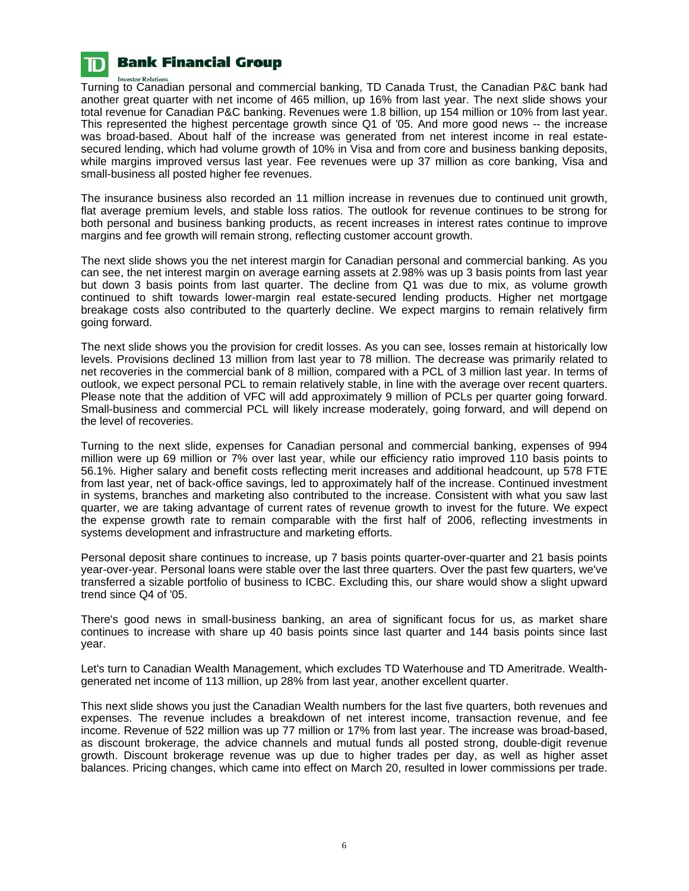Turning to Canadian personal and commercial banking, TD Canada Trust, the Canadian P&C bank had another great quarter with net income of 465 million, up 16% from last year. The next slide shows your total revenue for Canadian P&C banking. Revenues were 1.8 billion, up 154 million or 10% from last year. This represented the highest percentage growth since Q1 of '05. And more good news -- the increase was broad-based. About half of the increase was generated from net interest income in real estate-secured lending, which had volume growth of 10% in Visa and from core and business banking deposits, while margins improved versus last year. Fee revenues were up 37 million as core banking, Visa and small-business all posted higher fee revenues.

The insurance business also recorded an 11 million increase in revenues due to continued unit growth, flat average premium levels, and stable loss ratios. The outlook for revenue continues to be strong for both personal and business banking products, as recent increases in interest rates continue to improve margins and fee growth will remain strong, reflecting customer account growth.

The next slide shows you the net interest margin for Canadian personal and commercial banking. As you can see, the net interest margin on average earning assets at 2.98% was up 3 basis points from last year but down 3 basis points from last quarter. The decline from Q1 was due to mix, as volume growth continued to shift towards lower-margin real estate-secured lending products. Higher net mortgage breakage costs also contributed to the quarterly decline. We expect margins to remain relatively firm going forward.

The next slide shows you the provision for credit losses. As you can see, losses remain at historically low levels. Provisions declined 13 million from last year to 78 million. The decrease was primarily related to net recoveries in the commercial bank of 8 million, compared with a PCL of 3 million last year. In terms of outlook, we expect personal PCL to remain relatively stable, in line with the average over recent quarters. Please note that the addition of VFC will add approximately 9 million of PCLs per quarter going forward. Small-business and commercial PCL will likely increase moderately, going forward, and will depend on the level of recoveries.

Turning to the next slide, expenses for Canadian personal and commercial banking, expenses of 994 million were up 69 million or 7% over last year, while our efficiency ratio improved 110 basis points to 56.1%. Higher salary and benefit costs reflecting merit increases and additional headcount, up 578 FTE from last year, net of back-office savings, led to approximately half of the increase. Continued investment in systems, branches and marketing also contributed to the increase. Consistent with what you saw last quarter, we are taking advantage of current rates of revenue growth to invest for the future. We expect the expense growth rate to remain comparable with the first half of 2006, reflecting investments in systems development and infrastructure and marketing efforts.

Personal deposit share continues to increase, up 7 basis points quarter-over-quarter and 21 basis points year-over-year. Personal loans were stable over the last three quarters. Over the past few quarters, we've transferred a sizable portfolio of business to ICBC. Excluding this, our share would show a slight upward trend since Q4 of '05.

There's good news in small-business banking, an area of significant focus for us, as market share continues to increase with share up 40 basis points since last quarter and 144 basis points since last year.

Let's turn to Canadian Wealth Management, which excludes TD Waterhouse and TD Ameritrade. Wealth-generated net income of 113 million, up 28% from last year, another excellent quarter.

This next slide shows you just the Canadian Wealth numbers for the last five quarters, both revenues and expenses. The revenue includes a breakdown of net interest income, transaction revenue, and fee income. Revenue of 522 million was up 77 million or 17% from last year. The increase was broad-based, as discount brokerage, the advice channels and mutual funds all posted strong, double-digit revenue growth. Discount brokerage revenue was up due to higher trades per day, as well as higher asset balances. Pricing changes, which came into effect on March 20, resulted in lower commissions per trade.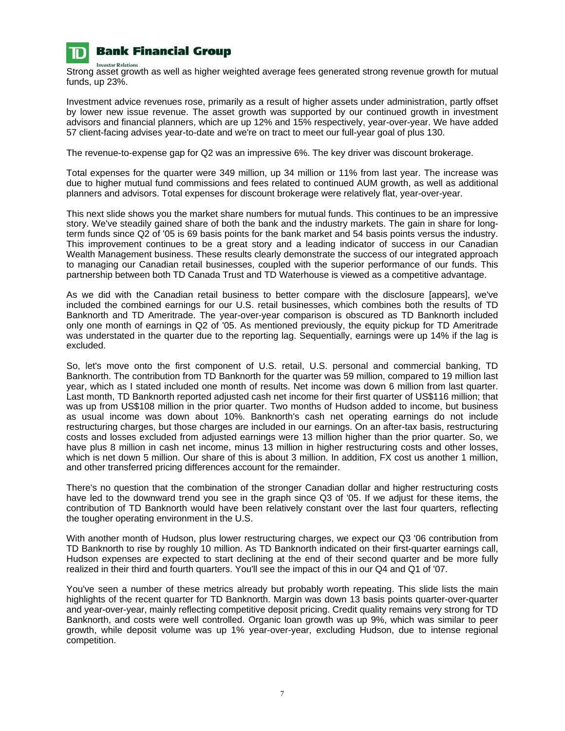Strong asset growth as well as higher weighted average fees generated strong revenue growth for mutual funds, up 23%.

Investment advice revenues rose, primarily as a result of higher assets under administration, partly offset by lower new issue revenue. The asset growth was supported by our continued growth in investment advisors and financial planners, which are up 12% and 15% respectively, year-over-year. We have added 57 client-facing advises year-to-date and we're on tract to meet our full-year goal of plus 130.

The revenue-to-expense gap for Q2 was an impressive 6%. The key driver was discount brokerage.

Total expenses for the quarter were 349 million, up 34 million or 11% from last year. The increase was due to higher mutual fund commissions and fees related to continued AUM growth, as well as additional planners and advisors. Total expenses for discount brokerage were relatively flat, year-over-year.

This next slide shows you the market share numbers for mutual funds. This continues to be an impressive story. We've steadily gained share of both the bank and the industry markets. The gain in share for long-term funds since Q2 of '05 is 69 basis points for the bank market and 54 basis points versus the industry. This improvement continues to be a great story and a leading indicator of success in our Canadian Wealth Management business. These results clearly demonstrate the success of our integrated approach to managing our Canadian retail businesses, coupled with the superior performance of our funds. This partnership between both TD Canada Trust and TD Waterhouse is viewed as a competitive advantage.

As we did with the Canadian retail business to better compare with the disclosure [appears], we've included the combined earnings for our U.S. retail businesses, which combines both the results of TD Banknorth and TD Ameritrade. The year-over-year comparison is obscured as TD Banknorth included only one month of earnings in Q2 of '05. As mentioned previously, the equity pickup for TD Ameritrade was understated in the quarter due to the reporting lag. Sequentially, earnings were up 14% if the lag is excluded.

So, let's move onto the first component of U.S. retail, U.S. personal and commercial banking, TD Banknorth. The contribution from TD Banknorth for the quarter was 59 million, compared to 19 million last year, which as I stated included one month of results. Net income was down 6 million from last quarter. Last month, TD Banknorth reported adjusted cash net income for their first quarter of US$116 million; that was up from US$108 million in the prior quarter. Two months of Hudson added to income, but business as usual income was down about 10%. Banknorth's cash net operating earnings do not include restructuring charges, but those charges are included in our earnings. On an after-tax basis, restructuring costs and losses excluded from adjusted earnings were 13 million higher than the prior quarter. So, we have plus 8 million in cash net income, minus 13 million in higher restructuring costs and other losses, which is net down 5 million. Our share of this is about 3 million. In addition, FX cost us another 1 million, and other transferred pricing differences account for the remainder.

There's no question that the combination of the stronger Canadian dollar and higher restructuring costs have led to the downward trend you see in the graph since Q3 of '05. If we adjust for these items, the contribution of TD Banknorth would have been relatively constant over the last four quarters, reflecting the tougher operating environment in the U.S.

With another month of Hudson, plus lower restructuring charges, we expect our Q3 '06 contribution from TD Banknorth to rise by roughly 10 million. As TD Banknorth indicated on their first-quarter earnings call, Hudson expenses are expected to start declining at the end of their second quarter and be more fully realized in their third and fourth quarters. You'll see the impact of this in our Q4 and Q1 of '07.

You've seen a number of these metrics already but probably worth repeating. This slide lists the main highlights of the recent quarter for TD Banknorth. Margin was down 13 basis points quarter-over-quarter and year-over-year, mainly reflecting competitive deposit pricing. Credit quality remains very strong for TD Banknorth, and costs were well controlled. Organic loan growth was up 9%, which was similar to peer growth, while deposit volume was up 1% year-over-year, excluding Hudson, due to intense regional competition.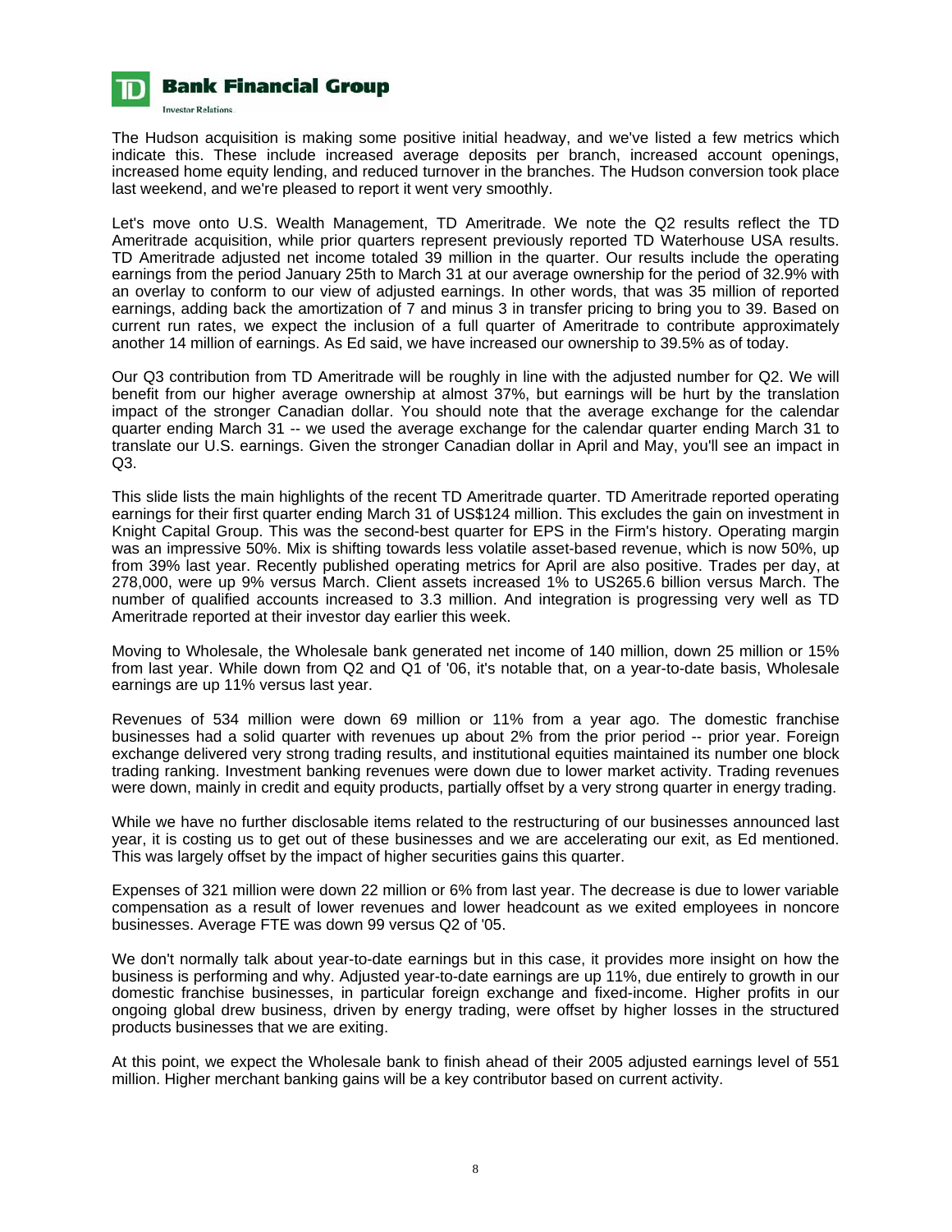The Hudson acquisition is making some positive initial headway, and we've listed a few metrics which indicate this. These include increased average deposits per branch, increased account openings, increased home equity lending, and reduced turnover in the branches. The Hudson conversion took place last weekend, and we're pleased to report it went very smoothly.

Let's move onto U.S. Wealth Management, TD Ameritrade. We note the Q2 results reflect the TD Ameritrade acquisition, while prior quarters represent previously reported TD Waterhouse USA results. TD Ameritrade adjusted net income totaled 39 million in the quarter. Our results include the operating earnings from the period January 25th to March 31 at our average ownership for the period of 32.9% with an overlay to conform to our view of adjusted earnings. In other words, that was 35 million of reported earnings, adding back the amortization of 7 and minus 3 in transfer pricing to bring you to 39. Based on current run rates, we expect the inclusion of a full quarter of Ameritrade to contribute approximately another 14 million of earnings. As Ed said, we have increased our ownership to 39.5% as of today.

Our Q3 contribution from TD Ameritrade will be roughly in line with the adjusted number for Q2. We will benefit from our higher average ownership at almost 37%, but earnings will be hurt by the translation impact of the stronger Canadian dollar. You should note that the average exchange for the calendar quarter ending March 31 -- we used the average exchange for the calendar quarter ending March 31 to translate our U.S. earnings. Given the stronger Canadian dollar in April and May, you'll see an impact in Q3.

This slide lists the main highlights of the recent TD Ameritrade quarter. TD Ameritrade reported operating earnings for their first quarter ending March 31 of US$124 million. This excludes the gain on investment in Knight Capital Group. This was the second-best quarter for EPS in the Firm's history. Operating margin was an impressive 50%. Mix is shifting towards less volatile asset-based revenue, which is now 50%, up from 39% last year. Recently published operating metrics for April are also positive. Trades per day, at 278,000, were up 9% versus March. Client assets increased 1% to US265.6 billion versus March. The number of qualified accounts increased to 3.3 million. And integration is progressing very well as TD Ameritrade reported at their investor day earlier this week.

Moving to Wholesale, the Wholesale bank generated net income of 140 million, down 25 million or 15% from last year. While down from Q2 and Q1 of '06, it's notable that, on a year-to-date basis, Wholesale earnings are up 11% versus last year.

Revenues of 534 million were down 69 million or 11% from a year ago. The domestic franchise businesses had a solid quarter with revenues up about 2% from the prior period -- prior year. Foreign exchange delivered very strong trading results, and institutional equities maintained its number one block trading ranking. Investment banking revenues were down due to lower market activity. Trading revenues were down, mainly in credit and equity products, partially offset by a very strong quarter in energy trading.

While we have no further disclosable items related to the restructuring of our businesses announced last year, it is costing us to get out of these businesses and we are accelerating our exit, as Ed mentioned. This was largely offset by the impact of higher securities gains this quarter.

Expenses of 321 million were down 22 million or 6% from last year. The decrease is due to lower variable compensation as a result of lower revenues and lower headcount as we exited employees in noncore businesses. Average FTE was down 99 versus Q2 of '05.

We don't normally talk about year-to-date earnings but in this case, it provides more insight on how the business is performing and why. Adjusted year-to-date earnings are up 11%, due entirely to growth in our domestic franchise businesses, in particular foreign exchange and fixed-income. Higher profits in our ongoing global drew business, driven by energy trading, were offset by higher losses in the structured products businesses that we are exiting.

At this point, we expect the Wholesale bank to finish ahead of their 2005 adjusted earnings level of 551 million. Higher merchant banking gains will be a key contributor based on current activity.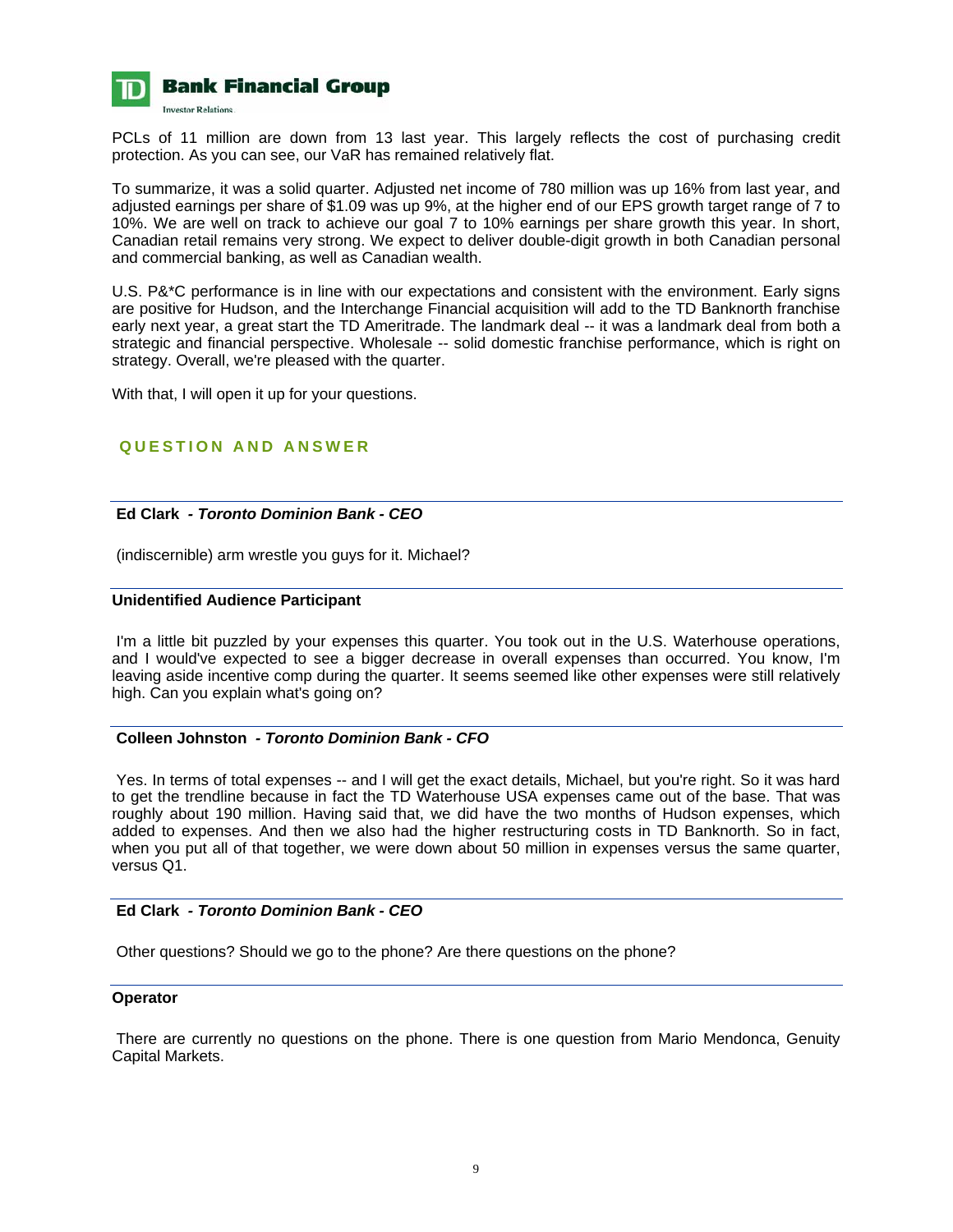PCLs of 11 million are down from 13 last year. This largely reflects the cost of purchasing credit protection. As you can see, our VaR has remained relatively flat.

To summarize, it was a solid quarter. Adjusted net income of 780 million was up 16% from last year, and adjusted earnings per share of $1.09 was up 9%, at the higher end of our EPS growth target range of 7 to 10%. We are well on track to achieve our goal 7 to 10% earnings per share growth this year. In short, Canadian retail remains very strong. We expect to deliver double-digit growth in both Canadian personal and commercial banking, as well as Canadian wealth.

U.S. P&*C performance is in line with our expectations and consistent with the environment. Early signs are positive for Hudson, and the Interchange Financial acquisition will add to the TD Banknorth franchise early next year, a great start the TD Ameritrade. The landmark deal -- it was a landmark deal from both a strategic and financial perspective. Wholesale -- solid domestic franchise performance, which is right on strategy. Overall, we're pleased with the quarter.

With that, I will open it up for your questions.

## QUESTION AND ANSWER

**Ed Clark** *- Toronto Dominion Bank - CEO*

(indiscernible) arm wrestle you guys for it. Michael?

**Unidentified Audience Participant**

I'm a little bit puzzled by your expenses this quarter. You took out in the U.S. Waterhouse operations, and I would've expected to see a bigger decrease in overall expenses than occurred. You know, I'm leaving aside incentive comp during the quarter. It seems seemed like other expenses were still relatively high. Can you explain what's going on?

**Colleen Johnston** *- Toronto Dominion Bank - CFO*

Yes. In terms of total expenses -- and I will get the exact details, Michael, but you're right. So it was hard to get the trendline because in fact the TD Waterhouse USA expenses came out of the base. That was roughly about 190 million. Having said that, we did have the two months of Hudson expenses, which added to expenses. And then we also had the higher restructuring costs in TD Banknorth. So in fact, when you put all of that together, we were down about 50 million in expenses versus the same quarter, versus Q1.

**Ed Clark** *- Toronto Dominion Bank - CEO*

Other questions? Should we go to the phone? Are there questions on the phone?

**Operator**

There are currently no questions on the phone. There is one question from Mario Mendonca, Genuity Capital Markets.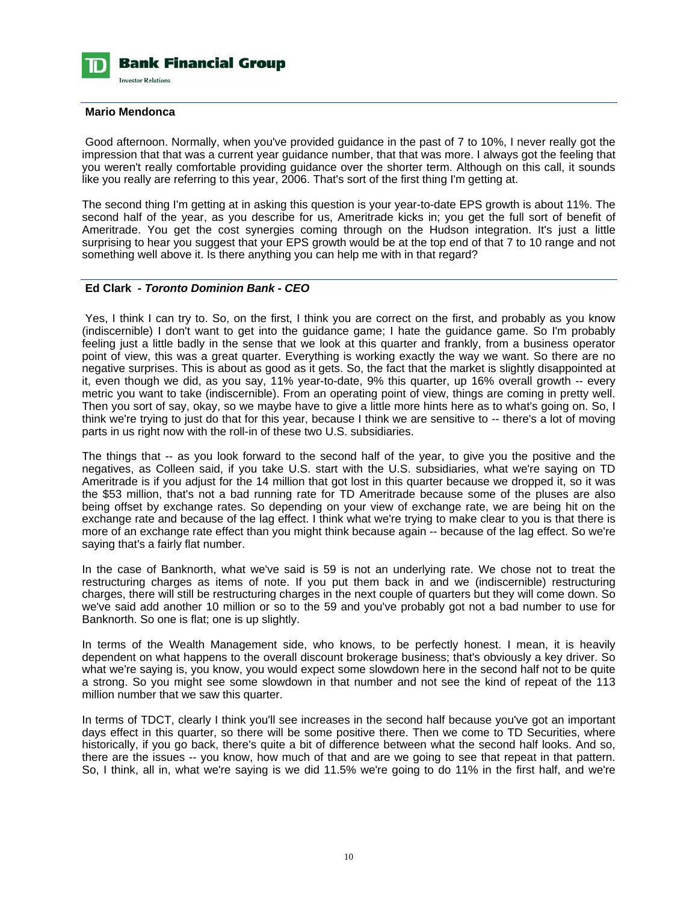**Mario Mendonca**

Good afternoon. Normally, when you've provided guidance in the past of 7 to 10%, I never really got the impression that that was a current year guidance number, that that was more. I always got the feeling that you weren't really comfortable providing guidance over the shorter term. Although on this call, it sounds like you really are referring to this year, 2006. That's sort of the first thing I'm getting at.

The second thing I'm getting at in asking this question is your year-to-date EPS growth is about 11%. The second half of the year, as you describe for us, Ameritrade kicks in; you get the full sort of benefit of Ameritrade. You get the cost synergies coming through on the Hudson integration. It's just a little surprising to hear you suggest that your EPS growth would be at the top end of that 7 to 10 range and not something well above it. Is there anything you can help me with in that regard?

**Ed Clark** *- Toronto Dominion Bank - CEO*

Yes, I think I can try to. So, on the first, I think you are correct on the first, and probably as you know (indiscernible) I don't want to get into the guidance game; I hate the guidance game. So I'm probably feeling just a little badly in the sense that we look at this quarter and frankly, from a business operator point of view, this was a great quarter. Everything is working exactly the way we want. So there are no negative surprises. This is about as good as it gets. So, the fact that the market is slightly disappointed at it, even though we did, as you say, 11% year-to-date, 9% this quarter, up 16% overall growth -- every metric you want to take (indiscernible). From an operating point of view, things are coming in pretty well. Then you sort of say, okay, so we maybe have to give a little more hints here as to what's going on. So, I think we're trying to just do that for this year, because I think we are sensitive to -- there's a lot of moving parts in us right now with the roll-in of these two U.S. subsidiaries.

The things that -- as you look forward to the second half of the year, to give you the positive and the negatives, as Colleen said, if you take U.S. start with the U.S. subsidiaries, what we're saying on TD Ameritrade is if you adjust for the 14 million that got lost in this quarter because we dropped it, so it was the $53 million, that's not a bad running rate for TD Ameritrade because some of the pluses are also being offset by exchange rates. So depending on your view of exchange rate, we are being hit on the exchange rate and because of the lag effect. I think what we're trying to make clear to you is that there is more of an exchange rate effect than you might think because again -- because of the lag effect. So we're saying that's a fairly flat number.

In the case of Banknorth, what we've said is 59 is not an underlying rate. We chose not to treat the restructuring charges as items of note. If you put them back in and we (indiscernible) restructuring charges, there will still be restructuring charges in the next couple of quarters but they will come down. So we've said add another 10 million or so to the 59 and you've probably got not a bad number to use for Banknorth. So one is flat; one is up slightly.

In terms of the Wealth Management side, who knows, to be perfectly honest. I mean, it is heavily dependent on what happens to the overall discount brokerage business; that's obviously a key driver. So what we're saying is, you know, you would expect some slowdown here in the second half not to be quite a strong. So you might see some slowdown in that number and not see the kind of repeat of the 113 million number that we saw this quarter.

In terms of TDCT, clearly I think you'll see increases in the second half because you've got an important days effect in this quarter, so there will be some positive there. Then we come to TD Securities, where historically, if you go back, there's quite a bit of difference between what the second half looks. And so, there are the issues -- you know, how much of that and are we going to see that repeat in that pattern. So, I think, all in, what we're saying is we did 11.5% we're going to do 11% in the first half, and we're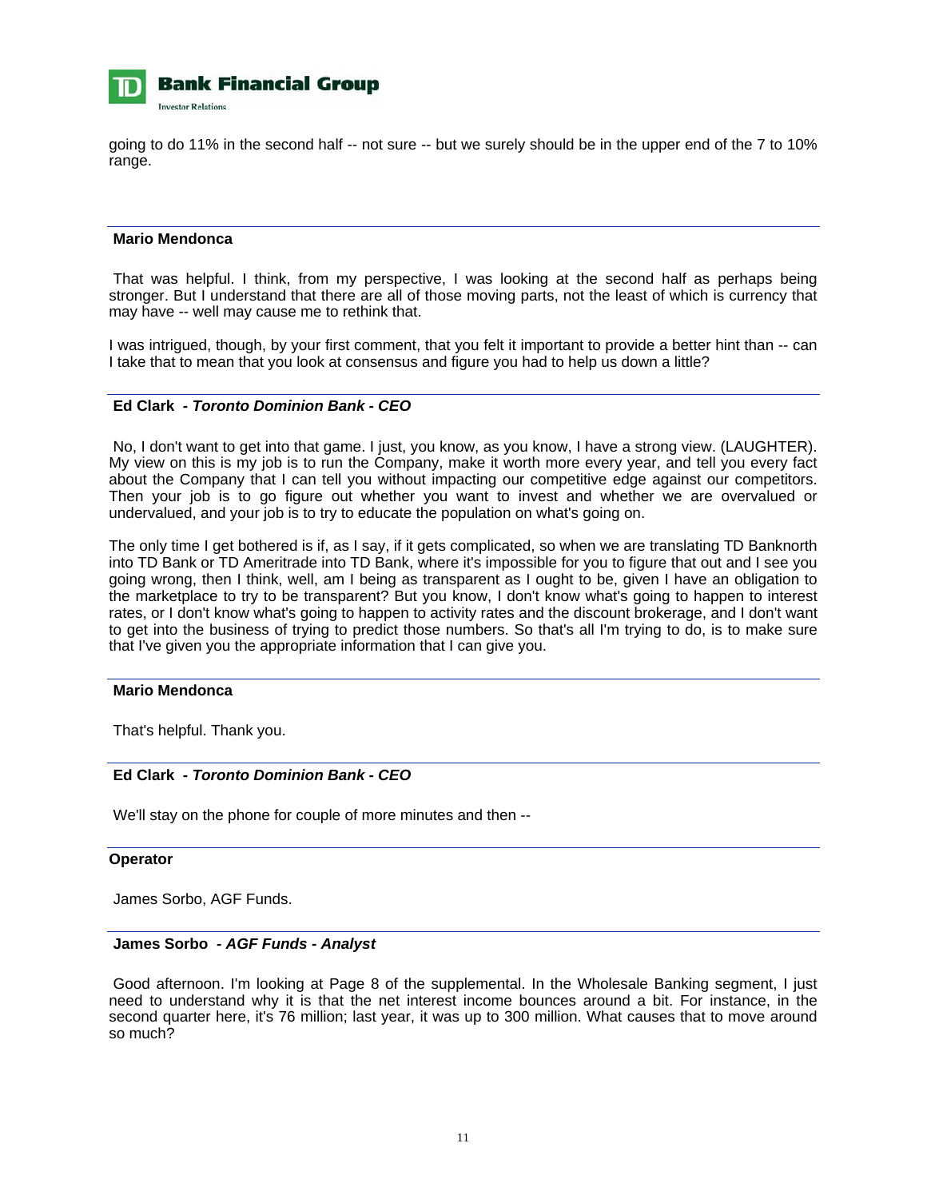going to do 11% in the second half -- not sure -- but we surely should be in the upper end of the 7 to 10% range.

**Mario Mendonca**

That was helpful. I think, from my perspective, I was looking at the second half as perhaps being stronger. But I understand that there are all of those moving parts, not the least of which is currency that may have -- well may cause me to rethink that.

I was intrigued, though, by your first comment, that you felt it important to provide a better hint than -- can I take that to mean that you look at consensus and figure you had to help us down a little?

**Ed Clark - *Toronto Dominion Bank - CEO***

No, I don't want to get into that game. I just, you know, as you know, I have a strong view. (LAUGHTER). My view on this is my job is to run the Company, make it worth more every year, and tell you every fact about the Company that I can tell you without impacting our competitive edge against our competitors. Then your job is to go figure out whether you want to invest and whether we are overvalued or undervalued, and your job is to try to educate the population on what's going on.

The only time I get bothered is if, as I say, if it gets complicated, so when we are translating TD Banknorth into TD Bank or TD Ameritrade into TD Bank, where it's impossible for you to figure that out and I see you going wrong, then I think, well, am I being as transparent as I ought to be, given I have an obligation to the marketplace to try to be transparent? But you know, I don't know what's going to happen to interest rates, or I don't know what's going to happen to activity rates and the discount brokerage, and I don't want to get into the business of trying to predict those numbers. So that's all I'm trying to do, is to make sure that I've given you the appropriate information that I can give you.

**Mario Mendonca**

That's helpful. Thank you.

**Ed Clark - *Toronto Dominion Bank - CEO***

We'll stay on the phone for couple of more minutes and then --

**Operator**

James Sorbo, AGF Funds.

**James Sorbo - *AGF Funds - Analyst***

Good afternoon. I'm looking at Page 8 of the supplemental. In the Wholesale Banking segment, I just need to understand why it is that the net interest income bounces around a bit. For instance, in the second quarter here, it's 76 million; last year, it was up to 300 million. What causes that to move around so much?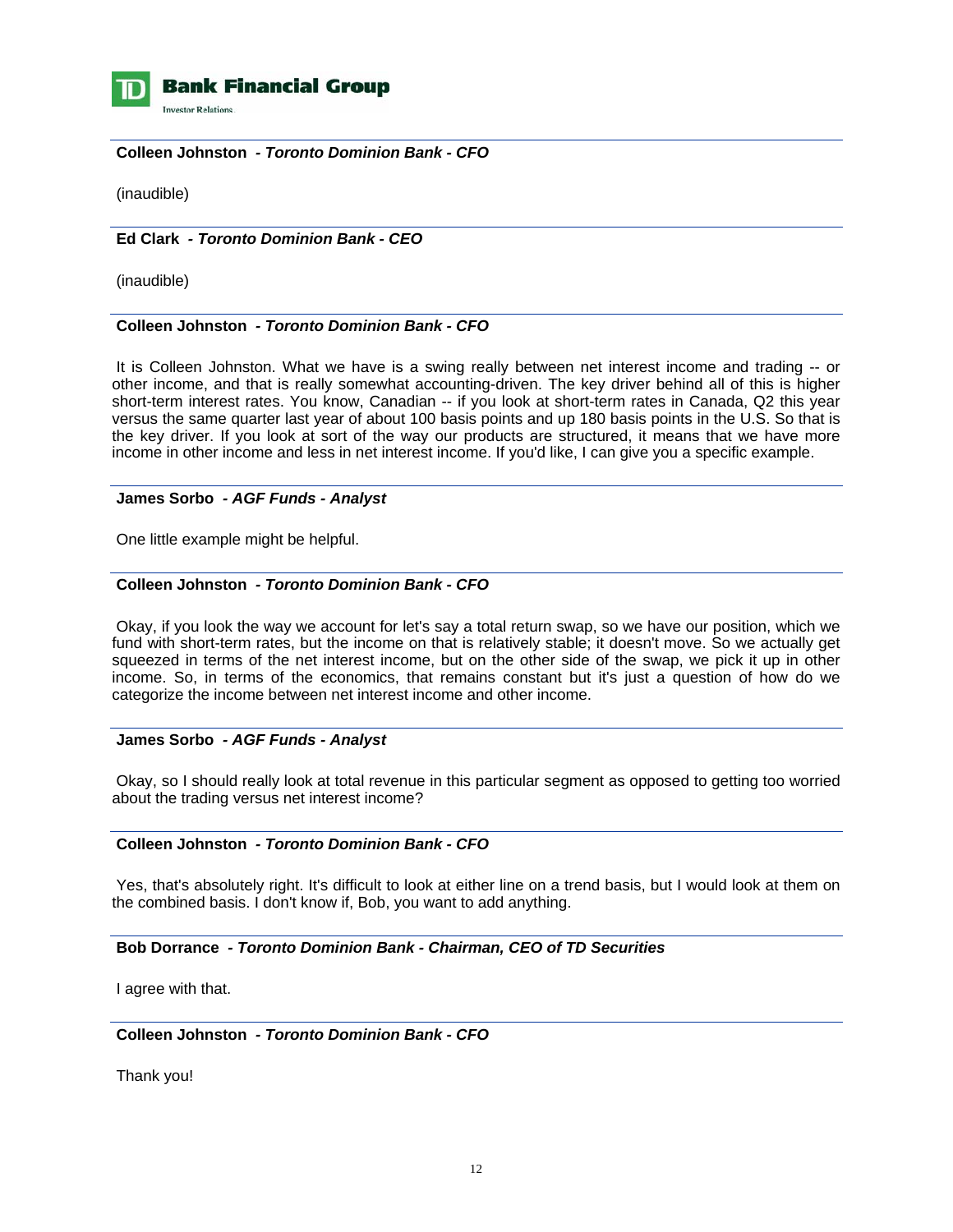**Colleen Johnston** *- Toronto Dominion Bank - CFO*

(inaudible)

**Ed Clark** *- Toronto Dominion Bank - CEO*

(inaudible)

**Colleen Johnston** *- Toronto Dominion Bank - CFO*

It is Colleen Johnston. What we have is a swing really between net interest income and trading -- or other income, and that is really somewhat accounting-driven. The key driver behind all of this is higher short-term interest rates. You know, Canadian -- if you look at short-term rates in Canada, Q2 this year versus the same quarter last year of about 100 basis points and up 180 basis points in the U.S. So that is the key driver. If you look at sort of the way our products are structured, it means that we have more income in other income and less in net interest income. If you'd like, I can give you a specific example.

**James Sorbo** *- AGF Funds - Analyst*

One little example might be helpful.

**Colleen Johnston** *- Toronto Dominion Bank - CFO*

Okay, if you look the way we account for let's say a total return swap, so we have our position, which we fund with short-term rates, but the income on that is relatively stable; it doesn't move. So we actually get squeezed in terms of the net interest income, but on the other side of the swap, we pick it up in other income. So, in terms of the economics, that remains constant but it's just a question of how do we categorize the income between net interest income and other income.

**James Sorbo** *- AGF Funds - Analyst*

Okay, so I should really look at total revenue in this particular segment as opposed to getting too worried about the trading versus net interest income?

**Colleen Johnston** *- Toronto Dominion Bank - CFO*

Yes, that's absolutely right. It's difficult to look at either line on a trend basis, but I would look at them on the combined basis. I don't know if, Bob, you want to add anything.

**Bob Dorrance** *- Toronto Dominion Bank - Chairman, CEO of TD Securities*

I agree with that.

**Colleen Johnston** *- Toronto Dominion Bank - CFO*

Thank you!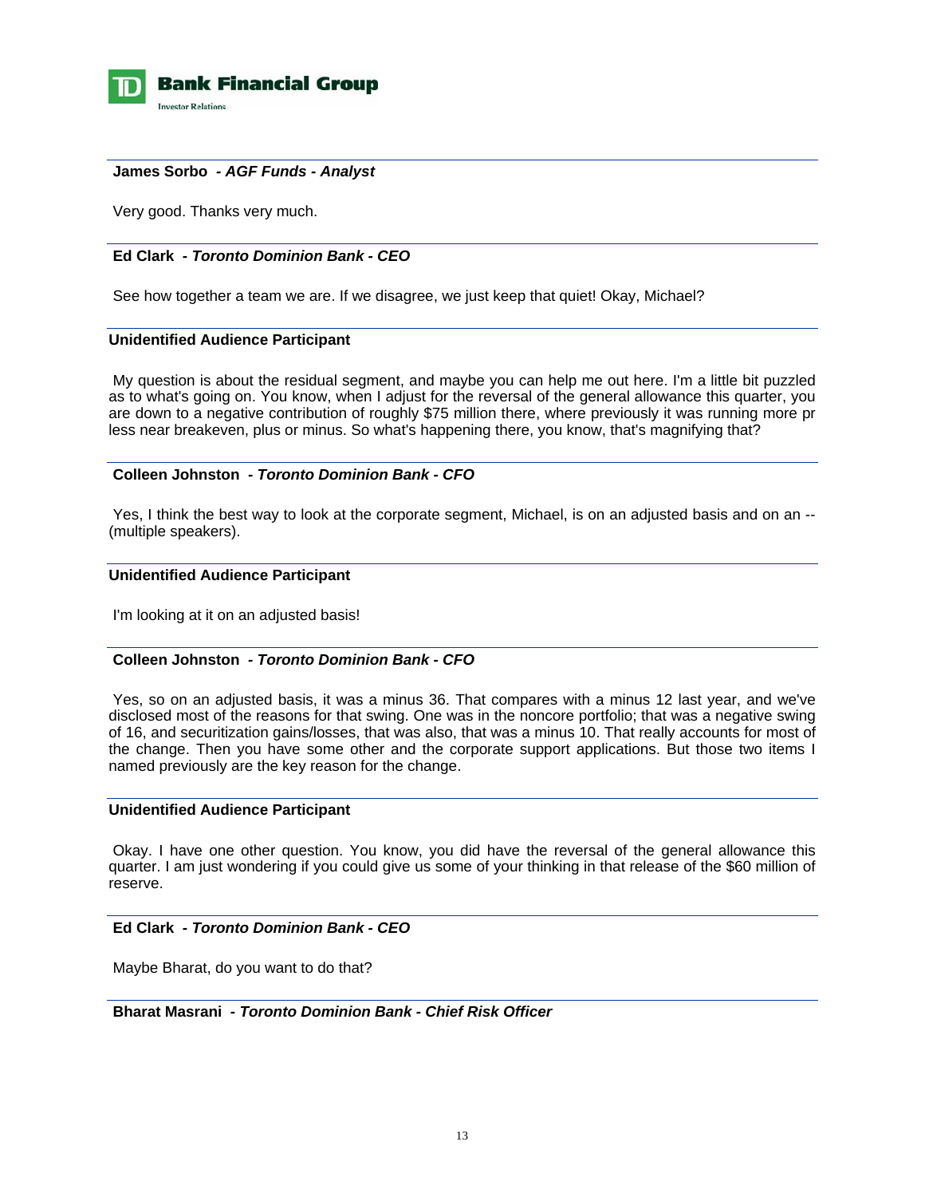**James Sorbo** *- AGF Funds - Analyst*

Very good. Thanks very much.

---

**Ed Clark** *- Toronto Dominion Bank - CEO*

See how together a team we are. If we disagree, we just keep that quiet! Okay, Michael?

---

**Unidentified Audience Participant**

My question is about the residual segment, and maybe you can help me out here. I'm a little bit puzzled as to what's going on. You know, when I adjust for the reversal of the general allowance this quarter, you are down to a negative contribution of roughly $75 million there, where previously it was running more pr less near breakeven, plus or minus. So what's happening there, you know, that's magnifying that?

---

**Colleen Johnston** *- Toronto Dominion Bank - CFO*

Yes, I think the best way to look at the corporate segment, Michael, is on an adjusted basis and on an -- (multiple speakers).

---

**Unidentified Audience Participant**

I'm looking at it on an adjusted basis!

---

**Colleen Johnston** *- Toronto Dominion Bank - CFO*

Yes, so on an adjusted basis, it was a minus 36. That compares with a minus 12 last year, and we've disclosed most of the reasons for that swing. One was in the noncore portfolio; that was a negative swing of 16, and securitization gains/losses, that was also, that was a minus 10. That really accounts for most of the change. Then you have some other and the corporate support applications. But those two items I named previously are the key reason for the change.

---

**Unidentified Audience Participant**

Okay. I have one other question. You know, you did have the reversal of the general allowance this quarter. I am just wondering if you could give us some of your thinking in that release of the $60 million of reserve.

---

**Ed Clark** *- Toronto Dominion Bank - CEO*

Maybe Bharat, do you want to do that?

---

**Bharat Masrani** *- Toronto Dominion Bank - Chief Risk Officer*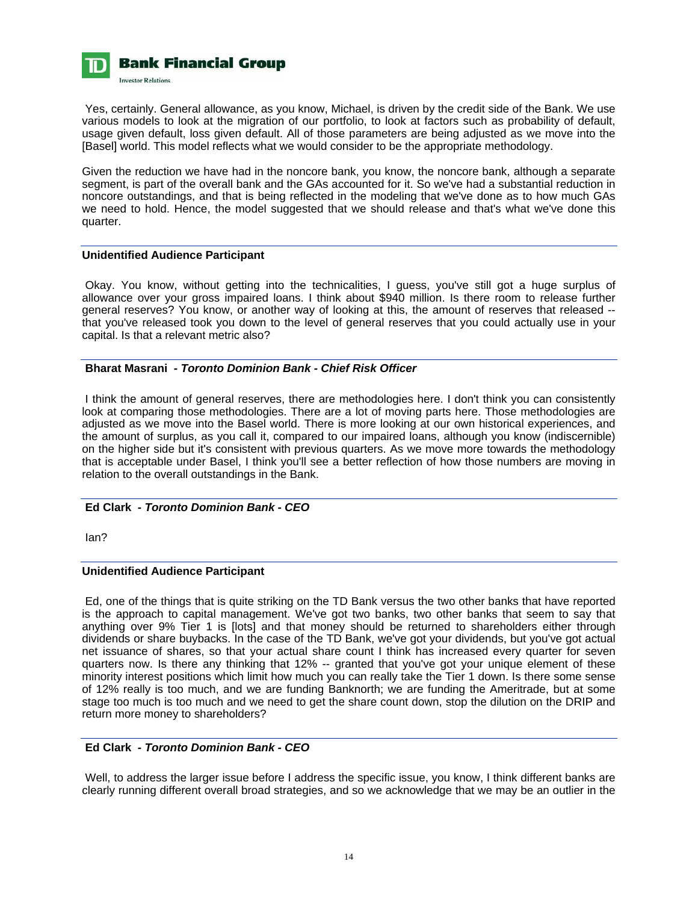Yes, certainly. General allowance, as you know, Michael, is driven by the credit side of the Bank. We use various models to look at the migration of our portfolio, to look at factors such as probability of default, usage given default, loss given default. All of those parameters are being adjusted as we move into the [Basel] world. This model reflects what we would consider to be the appropriate methodology.

Given the reduction we have had in the noncore bank, you know, the noncore bank, although a separate segment, is part of the overall bank and the GAs accounted for it. So we've had a substantial reduction in noncore outstandings, and that is being reflected in the modeling that we've done as to how much GAs we need to hold. Hence, the model suggested that we should release and that's what we've done this quarter.

**Unidentified Audience Participant**

Okay. You know, without getting into the technicalities, I guess, you've still got a huge surplus of allowance over your gross impaired loans. I think about $940 million. Is there room to release further general reserves? You know, or another way of looking at this, the amount of reserves that released -- that you've released took you down to the level of general reserves that you could actually use in your capital. Is that a relevant metric also?

**Bharat Masrani - *Toronto Dominion Bank - Chief Risk Officer***

I think the amount of general reserves, there are methodologies here. I don't think you can consistently look at comparing those methodologies. There are a lot of moving parts here. Those methodologies are adjusted as we move into the Basel world. There is more looking at our own historical experiences, and the amount of surplus, as you call it, compared to our impaired loans, although you know (indiscernible) on the higher side but it's consistent with previous quarters. As we move more towards the methodology that is acceptable under Basel, I think you'll see a better reflection of how those numbers are moving in relation to the overall outstandings in the Bank.

**Ed Clark - *Toronto Dominion Bank - CEO***

Ian?

**Unidentified Audience Participant**

Ed, one of the things that is quite striking on the TD Bank versus the two other banks that have reported is the approach to capital management. We've got two banks, two other banks that seem to say that anything over 9% Tier 1 is [lots] and that money should be returned to shareholders either through dividends or share buybacks. In the case of the TD Bank, we've got your dividends, but you've got actual net issuance of shares, so that your actual share count I think has increased every quarter for seven quarters now. Is there any thinking that 12% -- granted that you've got your unique element of these minority interest positions which limit how much you can really take the Tier 1 down. Is there some sense of 12% really is too much, and we are funding Banknorth; we are funding the Ameritrade, but at some stage too much is too much and we need to get the share count down, stop the dilution on the DRIP and return more money to shareholders?

**Ed Clark - *Toronto Dominion Bank - CEO***

Well, to address the larger issue before I address the specific issue, you know, I think different banks are clearly running different overall broad strategies, and so we acknowledge that we may be an outlier in the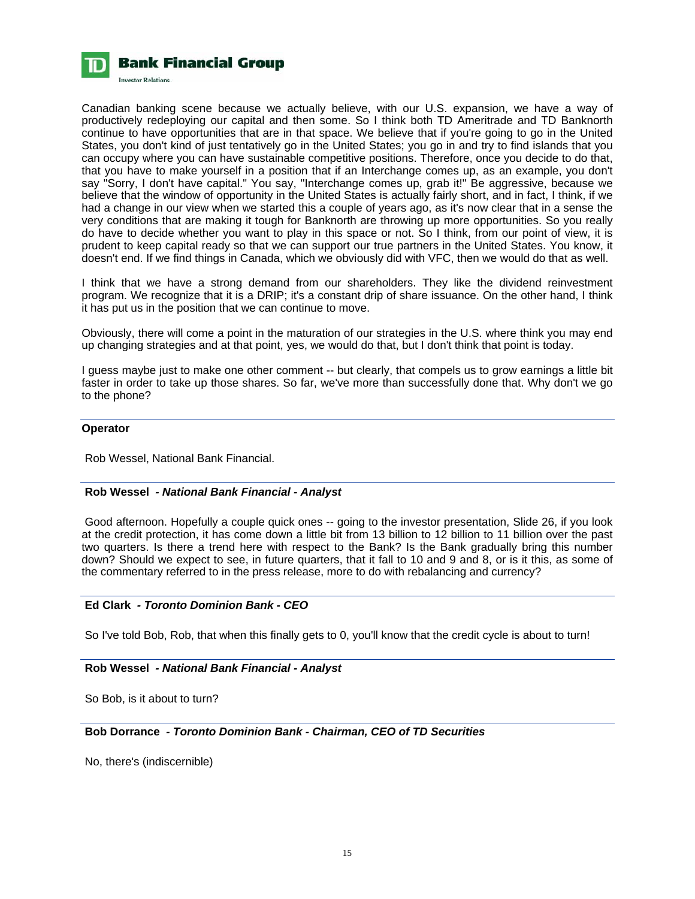Canadian banking scene because we actually believe, with our U.S. expansion, we have a way of productively redeploying our capital and then some. So I think both TD Ameritrade and TD Banknorth continue to have opportunities that are in that space. We believe that if you're going to go in the United States, you don't kind of just tentatively go in the United States; you go in and try to find islands that you can occupy where you can have sustainable competitive positions. Therefore, once you decide to do that, that you have to make yourself in a position that if an Interchange comes up, as an example, you don't say "Sorry, I don't have capital." You say, "Interchange comes up, grab it!" Be aggressive, because we believe that the window of opportunity in the United States is actually fairly short, and in fact, I think, if we had a change in our view when we started this a couple of years ago, as it's now clear that in a sense the very conditions that are making it tough for Banknorth are throwing up more opportunities. So you really do have to decide whether you want to play in this space or not. So I think, from our point of view, it is prudent to keep capital ready so that we can support our true partners in the United States. You know, it doesn't end. If we find things in Canada, which we obviously did with VFC, then we would do that as well.

I think that we have a strong demand from our shareholders. They like the dividend reinvestment program. We recognize that it is a DRIP; it's a constant drip of share issuance. On the other hand, I think it has put us in the position that we can continue to move.

Obviously, there will come a point in the maturation of our strategies in the U.S. where think you may end up changing strategies and at that point, yes, we would do that, but I don't think that point is today.

I guess maybe just to make one other comment -- but clearly, that compels us to grow earnings a little bit faster in order to take up those shares. So far, we've more than successfully done that. Why don't we go to the phone?

---

**Operator**

Rob Wessel, National Bank Financial.

---

**Rob Wessel** - ***National Bank Financial - Analyst***

Good afternoon. Hopefully a couple quick ones -- going to the investor presentation, Slide 26, if you look at the credit protection, it has come down a little bit from 13 billion to 12 billion to 11 billion over the past two quarters. Is there a trend here with respect to the Bank? Is the Bank gradually bring this number down? Should we expect to see, in future quarters, that it fall to 10 and 9 and 8, or is it this, as some of the commentary referred to in the press release, more to do with rebalancing and currency?

---

**Ed Clark** - ***Toronto Dominion Bank - CEO***

So I've told Bob, Rob, that when this finally gets to 0, you'll know that the credit cycle is about to turn!

---

**Rob Wessel** - ***National Bank Financial - Analyst***

So Bob, is it about to turn?

---

**Bob Dorrance** - ***Toronto Dominion Bank - Chairman, CEO of TD Securities***

No, there's (indiscernible)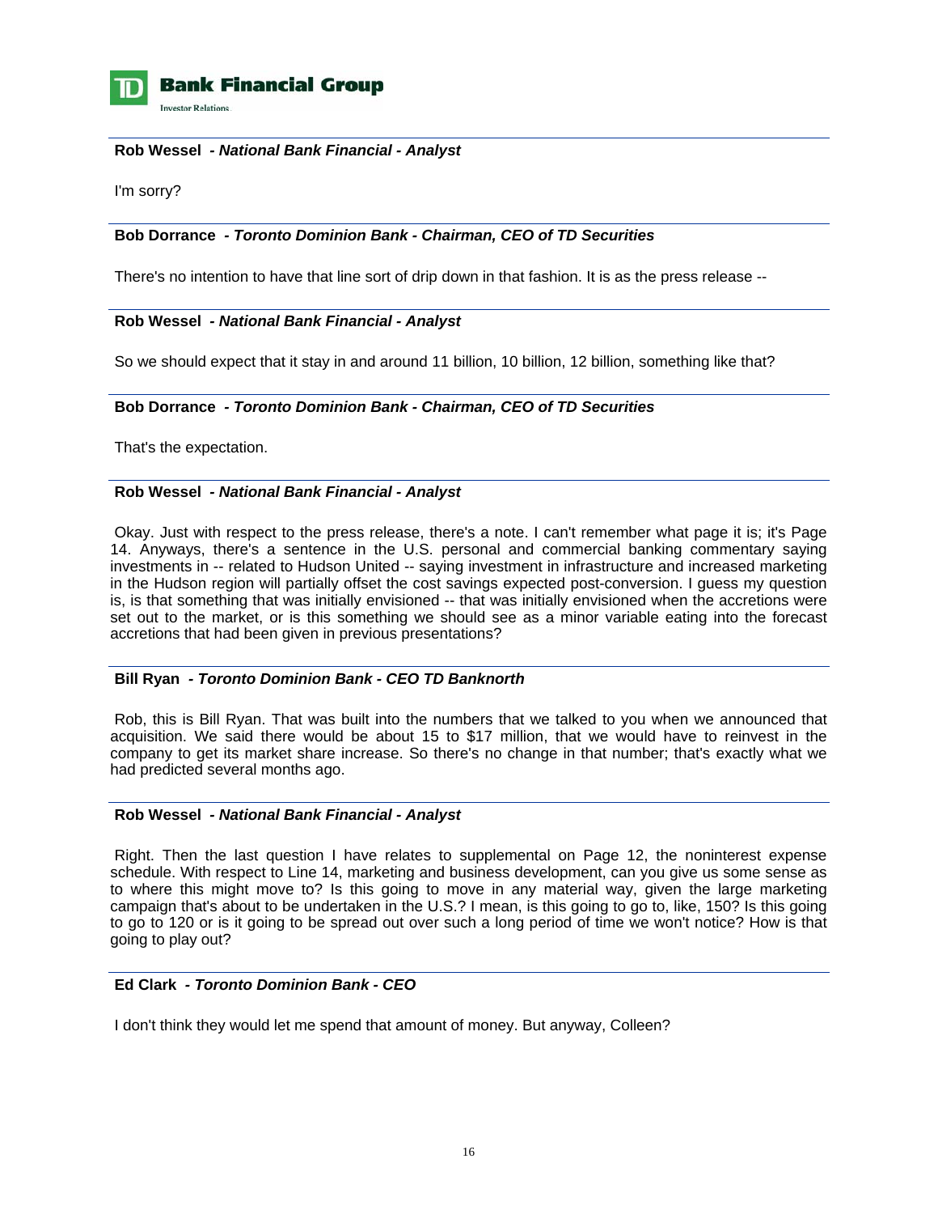**Rob Wessel** *- National Bank Financial - Analyst*

I'm sorry?

**Bob Dorrance** *- Toronto Dominion Bank - Chairman, CEO of TD Securities*

There's no intention to have that line sort of drip down in that fashion. It is as the press release --

**Rob Wessel** *- National Bank Financial - Analyst*

So we should expect that it stay in and around 11 billion, 10 billion, 12 billion, something like that?

**Bob Dorrance** *- Toronto Dominion Bank - Chairman, CEO of TD Securities*

That's the expectation.

**Rob Wessel** *- National Bank Financial - Analyst*

Okay. Just with respect to the press release, there's a note. I can't remember what page it is; it's Page 14. Anyways, there's a sentence in the U.S. personal and commercial banking commentary saying investments in -- related to Hudson United -- saying investment in infrastructure and increased marketing in the Hudson region will partially offset the cost savings expected post-conversion. I guess my question is, is that something that was initially envisioned -- that was initially envisioned when the accretions were set out to the market, or is this something we should see as a minor variable eating into the forecast accretions that had been given in previous presentations?

**Bill Ryan** *- Toronto Dominion Bank - CEO TD Banknorth*

Rob, this is Bill Ryan. That was built into the numbers that we talked to you when we announced that acquisition. We said there would be about 15 to $17 million, that we would have to reinvest in the company to get its market share increase. So there's no change in that number; that's exactly what we had predicted several months ago.

**Rob Wessel** *- National Bank Financial - Analyst*

Right. Then the last question I have relates to supplemental on Page 12, the noninterest expense schedule. With respect to Line 14, marketing and business development, can you give us some sense as to where this might move to? Is this going to move in any material way, given the large marketing campaign that's about to be undertaken in the U.S.? I mean, is this going to go to, like, 150? Is this going to go to 120 or is it going to be spread out over such a long period of time we won't notice? How is that going to play out?

**Ed Clark** *- Toronto Dominion Bank - CEO*

I don't think they would let me spend that amount of money. But anyway, Colleen?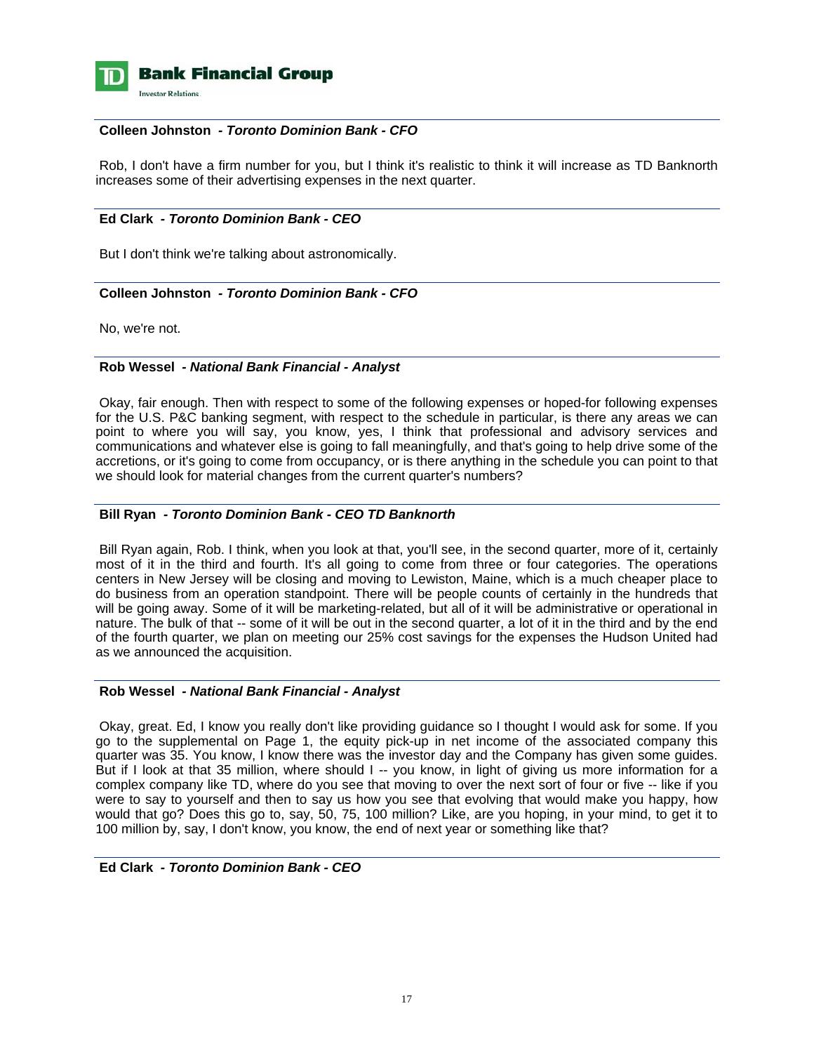**Colleen Johnston** *- Toronto Dominion Bank - CFO*

Rob, I don't have a firm number for you, but I think it's realistic to think it will increase as TD Banknorth increases some of their advertising expenses in the next quarter.

**Ed Clark** *- Toronto Dominion Bank - CEO*

But I don't think we're talking about astronomically.

**Colleen Johnston** *- Toronto Dominion Bank - CFO*

No, we're not.

**Rob Wessel** *- National Bank Financial - Analyst*

Okay, fair enough. Then with respect to some of the following expenses or hoped-for following expenses for the U.S. P&C banking segment, with respect to the schedule in particular, is there any areas we can point to where you will say, you know, yes, I think that professional and advisory services and communications and whatever else is going to fall meaningfully, and that's going to help drive some of the accretions, or it's going to come from occupancy, or is there anything in the schedule you can point to that we should look for material changes from the current quarter's numbers?

**Bill Ryan** *- Toronto Dominion Bank - CEO TD Banknorth*

Bill Ryan again, Rob. I think, when you look at that, you'll see, in the second quarter, more of it, certainly most of it in the third and fourth. It's all going to come from three or four categories. The operations centers in New Jersey will be closing and moving to Lewiston, Maine, which is a much cheaper place to do business from an operation standpoint. There will be people counts of certainly in the hundreds that will be going away. Some of it will be marketing-related, but all of it will be administrative or operational in nature. The bulk of that -- some of it will be out in the second quarter, a lot of it in the third and by the end of the fourth quarter, we plan on meeting our 25% cost savings for the expenses the Hudson United had as we announced the acquisition.

**Rob Wessel** *- National Bank Financial - Analyst*

Okay, great. Ed, I know you really don't like providing guidance so I thought I would ask for some. If you go to the supplemental on Page 1, the equity pick-up in net income of the associated company this quarter was 35. You know, I know there was the investor day and the Company has given some guides. But if I look at that 35 million, where should I -- you know, in light of giving us more information for a complex company like TD, where do you see that moving to over the next sort of four or five -- like if you were to say to yourself and then to say us how you see that evolving that would make you happy, how would that go? Does this go to, say, 50, 75, 100 million? Like, are you hoping, in your mind, to get it to 100 million by, say, I don't know, you know, the end of next year or something like that?

**Ed Clark** *- Toronto Dominion Bank - CEO*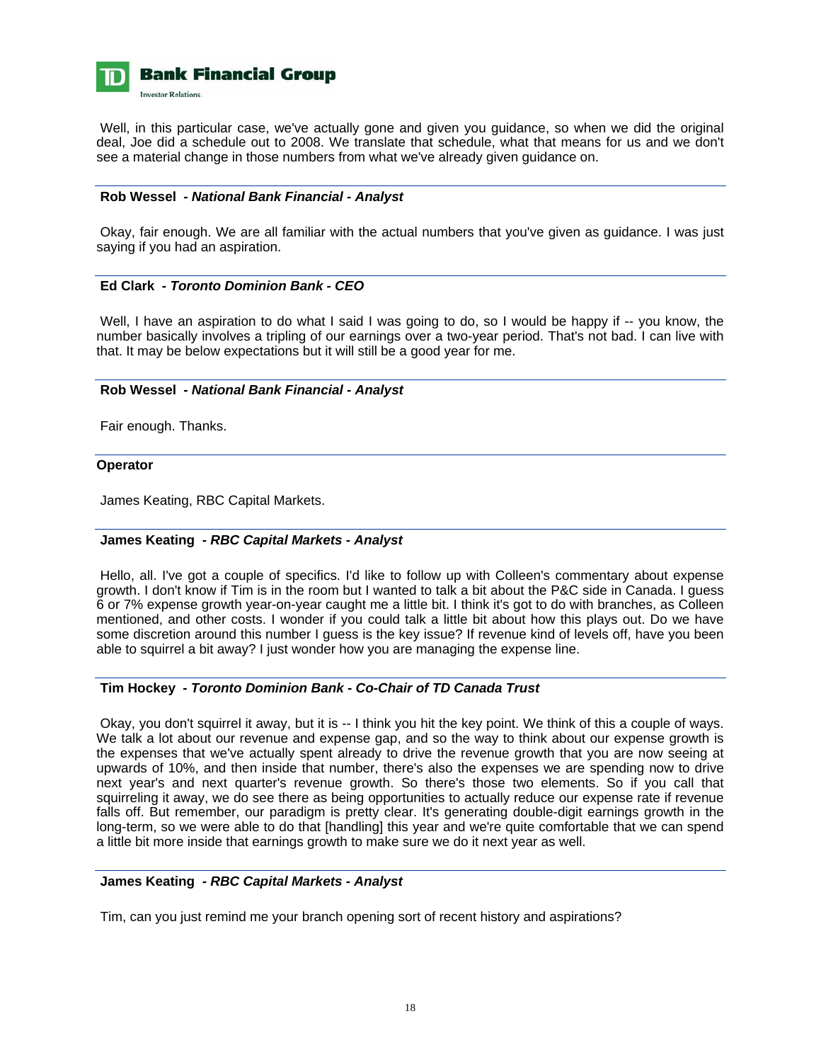Well, in this particular case, we've actually gone and given you guidance, so when we did the original deal, Joe did a schedule out to 2008. We translate that schedule, what that means for us and we don't see a material change in those numbers from what we've already given guidance on.

**Rob Wessel** *- National Bank Financial - Analyst*

Okay, fair enough. We are all familiar with the actual numbers that you've given as guidance. I was just saying if you had an aspiration.

**Ed Clark** *- Toronto Dominion Bank - CEO*

Well, I have an aspiration to do what I said I was going to do, so I would be happy if -- you know, the number basically involves a tripling of our earnings over a two-year period. That's not bad. I can live with that. It may be below expectations but it will still be a good year for me.

**Rob Wessel** *- National Bank Financial - Analyst*

Fair enough. Thanks.

**Operator**

James Keating, RBC Capital Markets.

**James Keating** *- RBC Capital Markets - Analyst*

Hello, all. I've got a couple of specifics. I'd like to follow up with Colleen's commentary about expense growth. I don't know if Tim is in the room but I wanted to talk a bit about the P&C side in Canada. I guess 6 or 7% expense growth year-on-year caught me a little bit. I think it's got to do with branches, as Colleen mentioned, and other costs. I wonder if you could talk a little bit about how this plays out. Do we have some discretion around this number I guess is the key issue? If revenue kind of levels off, have you been able to squirrel a bit away? I just wonder how you are managing the expense line.

**Tim Hockey** *- Toronto Dominion Bank - Co-Chair of TD Canada Trust*

Okay, you don't squirrel it away, but it is -- I think you hit the key point. We think of this a couple of ways. We talk a lot about our revenue and expense gap, and so the way to think about our expense growth is the expenses that we've actually spent already to drive the revenue growth that you are now seeing at upwards of 10%, and then inside that number, there's also the expenses we are spending now to drive next year's and next quarter's revenue growth. So there's those two elements. So if you call that squirreling it away, we do see there as being opportunities to actually reduce our expense rate if revenue falls off. But remember, our paradigm is pretty clear. It's generating double-digit earnings growth in the long-term, so we were able to do that [handling] this year and we're quite comfortable that we can spend a little bit more inside that earnings growth to make sure we do it next year as well.

**James Keating** *- RBC Capital Markets - Analyst*

Tim, can you just remind me your branch opening sort of recent history and aspirations?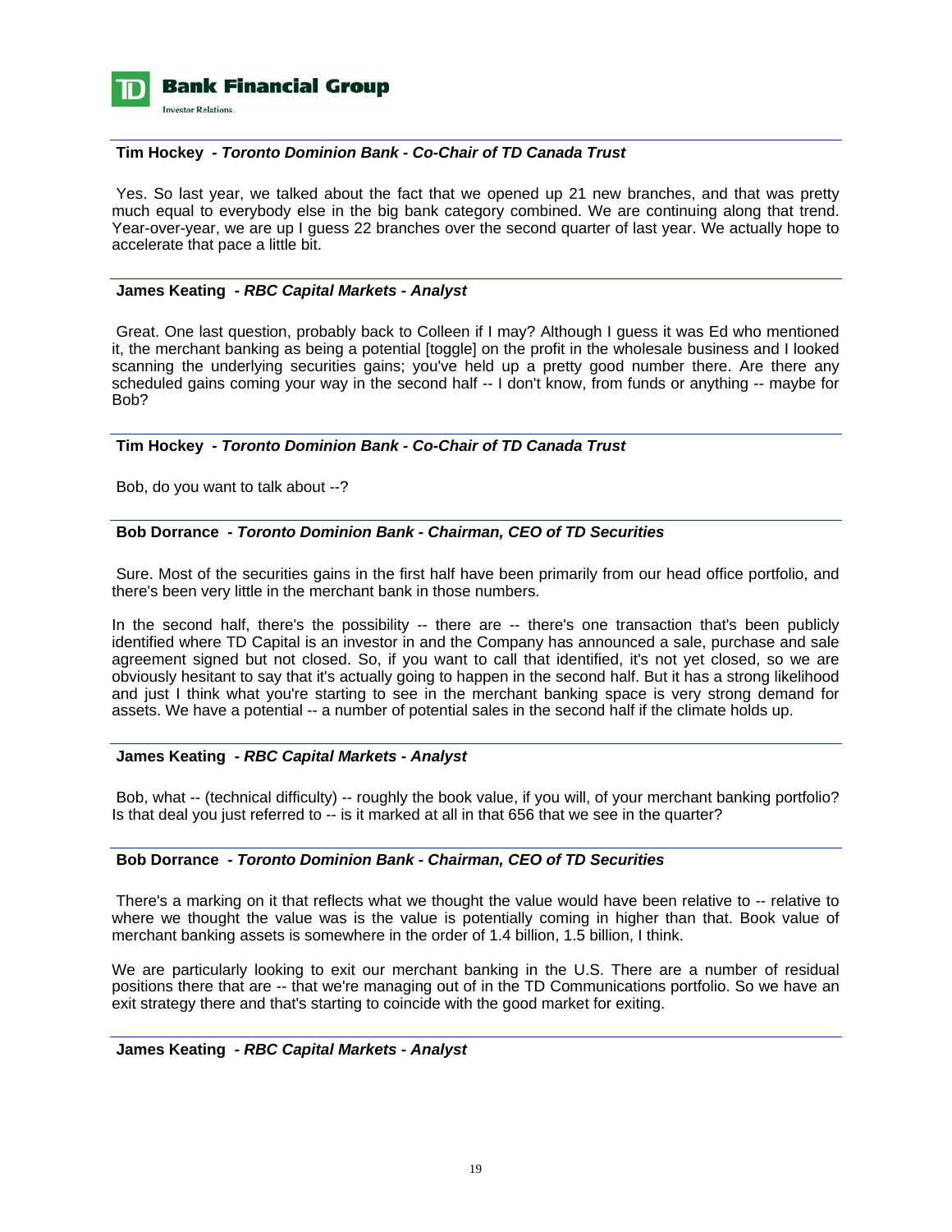**Tim Hockey** *- Toronto Dominion Bank - Co-Chair of TD Canada Trust*

Yes. So last year, we talked about the fact that we opened up 21 new branches, and that was pretty much equal to everybody else in the big bank category combined. We are continuing along that trend. Year-over-year, we are up I guess 22 branches over the second quarter of last year. We actually hope to accelerate that pace a little bit.

**James Keating** *- RBC Capital Markets - Analyst*

Great. One last question, probably back to Colleen if I may? Although I guess it was Ed who mentioned it, the merchant banking as being a potential [toggle] on the profit in the wholesale business and I looked scanning the underlying securities gains; you've held up a pretty good number there. Are there any scheduled gains coming your way in the second half -- I don't know, from funds or anything -- maybe for Bob?

**Tim Hockey** *- Toronto Dominion Bank - Co-Chair of TD Canada Trust*

Bob, do you want to talk about --?

**Bob Dorrance** *- Toronto Dominion Bank - Chairman, CEO of TD Securities*

Sure. Most of the securities gains in the first half have been primarily from our head office portfolio, and there's been very little in the merchant bank in those numbers.

In the second half, there's the possibility -- there are -- there's one transaction that's been publicly identified where TD Capital is an investor in and the Company has announced a sale, purchase and sale agreement signed but not closed. So, if you want to call that identified, it's not yet closed, so we are obviously hesitant to say that it's actually going to happen in the second half. But it has a strong likelihood and just I think what you're starting to see in the merchant banking space is very strong demand for assets. We have a potential -- a number of potential sales in the second half if the climate holds up.

**James Keating** *- RBC Capital Markets - Analyst*

Bob, what -- (technical difficulty) -- roughly the book value, if you will, of your merchant banking portfolio? Is that deal you just referred to -- is it marked at all in that 656 that we see in the quarter?

**Bob Dorrance** *- Toronto Dominion Bank - Chairman, CEO of TD Securities*

There's a marking on it that reflects what we thought the value would have been relative to -- relative to where we thought the value was is the value is potentially coming in higher than that. Book value of merchant banking assets is somewhere in the order of 1.4 billion, 1.5 billion, I think.

We are particularly looking to exit our merchant banking in the U.S. There are a number of residual positions there that are -- that we're managing out of in the TD Communications portfolio. So we have an exit strategy there and that's starting to coincide with the good market for exiting.

**James Keating** *- RBC Capital Markets - Analyst*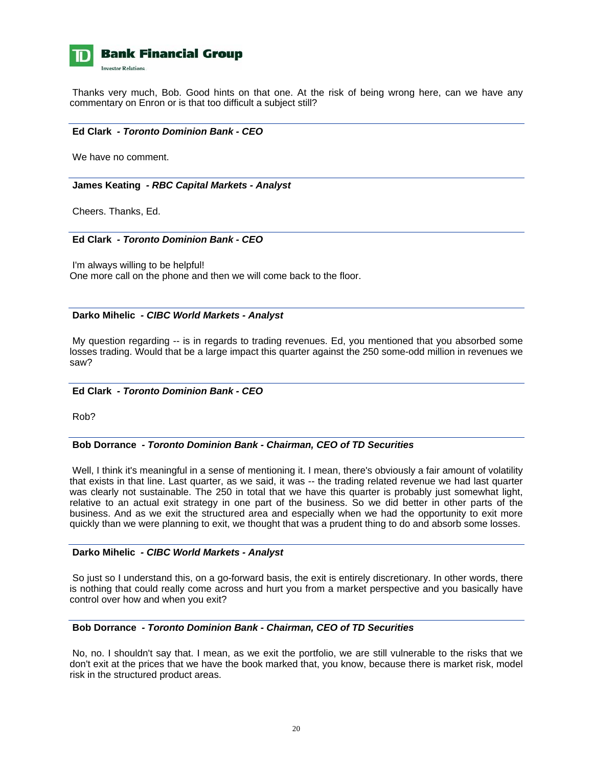Thanks very much, Bob. Good hints on that one. At the risk of being wrong here, can we have any commentary on Enron or is that too difficult a subject still?

---

**Ed Clark** *- Toronto Dominion Bank - CEO*

We have no comment.

---

**James Keating** *- RBC Capital Markets - Analyst*

Cheers. Thanks, Ed.

---

**Ed Clark** *- Toronto Dominion Bank - CEO*

I'm always willing to be helpful!
One more call on the phone and then we will come back to the floor.

---

**Darko Mihelic** *- CIBC World Markets - Analyst*

My question regarding -- is in regards to trading revenues. Ed, you mentioned that you absorbed some losses trading. Would that be a large impact this quarter against the 250 some-odd million in revenues we saw?

---

**Ed Clark** *- Toronto Dominion Bank - CEO*

Rob?

---

**Bob Dorrance** *- Toronto Dominion Bank - Chairman, CEO of TD Securities*

Well, I think it's meaningful in a sense of mentioning it. I mean, there's obviously a fair amount of volatility that exists in that line. Last quarter, as we said, it was -- the trading related revenue we had last quarter was clearly not sustainable. The 250 in total that we have this quarter is probably just somewhat light, relative to an actual exit strategy in one part of the business. So we did better in other parts of the business. And as we exit the structured area and especially when we had the opportunity to exit more quickly than we were planning to exit, we thought that was a prudent thing to do and absorb some losses.

---

**Darko Mihelic** *- CIBC World Markets - Analyst*

So just so I understand this, on a go-forward basis, the exit is entirely discretionary. In other words, there is nothing that could really come across and hurt you from a market perspective and you basically have control over how and when you exit?

---

**Bob Dorrance** *- Toronto Dominion Bank - Chairman, CEO of TD Securities*

No, no. I shouldn't say that. I mean, as we exit the portfolio, we are still vulnerable to the risks that we don't exit at the prices that we have the book marked that, you know, because there is market risk, model risk in the structured product areas.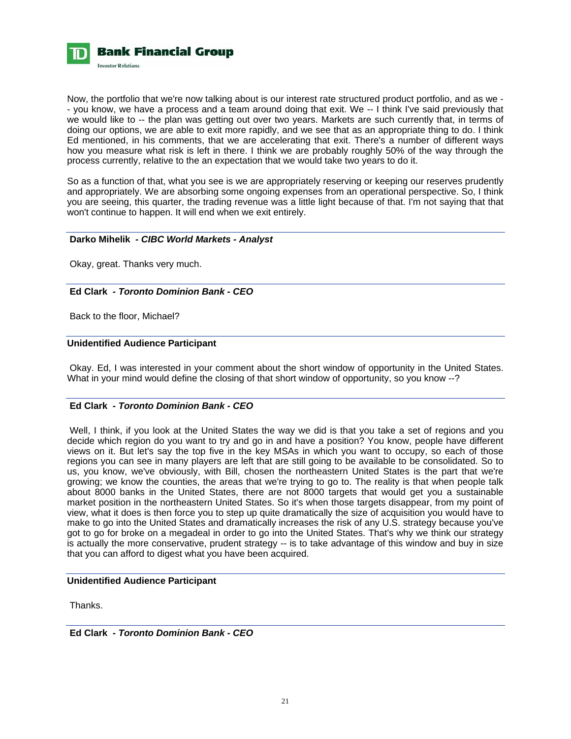Now, the portfolio that we're now talking about is our interest rate structured product portfolio, and as we -- you know, we have a process and a team around doing that exit. We -- I think I've said previously that we would like to -- the plan was getting out over two years. Markets are such currently that, in terms of doing our options, we are able to exit more rapidly, and we see that as an appropriate thing to do. I think Ed mentioned, in his comments, that we are accelerating that exit. There's a number of different ways how you measure what risk is left in there. I think we are probably roughly 50% of the way through the process currently, relative to the an expectation that we would take two years to do it.

So as a function of that, what you see is we are appropriately reserving or keeping our reserves prudently and appropriately. We are absorbing some ongoing expenses from an operational perspective. So, I think you are seeing, this quarter, the trading revenue was a little light because of that. I'm not saying that that won't continue to happen. It will end when we exit entirely.

**Darko Mihelik** *- CIBC World Markets - Analyst*

Okay, great. Thanks very much.

**Ed Clark** *- Toronto Dominion Bank - CEO*

Back to the floor, Michael?

**Unidentified Audience Participant**

Okay. Ed, I was interested in your comment about the short window of opportunity in the United States. What in your mind would define the closing of that short window of opportunity, so you know --?

**Ed Clark** *- Toronto Dominion Bank - CEO*

Well, I think, if you look at the United States the way we did is that you take a set of regions and you decide which region do you want to try and go in and have a position? You know, people have different views on it. But let's say the top five in the key MSAs in which you want to occupy, so each of those regions you can see in many players are left that are still going to be available to be consolidated. So to us, you know, we've obviously, with Bill, chosen the northeastern United States is the part that we're growing; we know the counties, the areas that we're trying to go to. The reality is that when people talk about 8000 banks in the United States, there are not 8000 targets that would get you a sustainable market position in the northeastern United States. So it's when those targets disappear, from my point of view, what it does is then force you to step up quite dramatically the size of acquisition you would have to make to go into the United States and dramatically increases the risk of any U.S. strategy because you've got to go for broke on a megadeal in order to go into the United States. That's why we think our strategy is actually the more conservative, prudent strategy -- is to take advantage of this window and buy in size that you can afford to digest what you have been acquired.

**Unidentified Audience Participant**

Thanks.

**Ed Clark** *- Toronto Dominion Bank - CEO*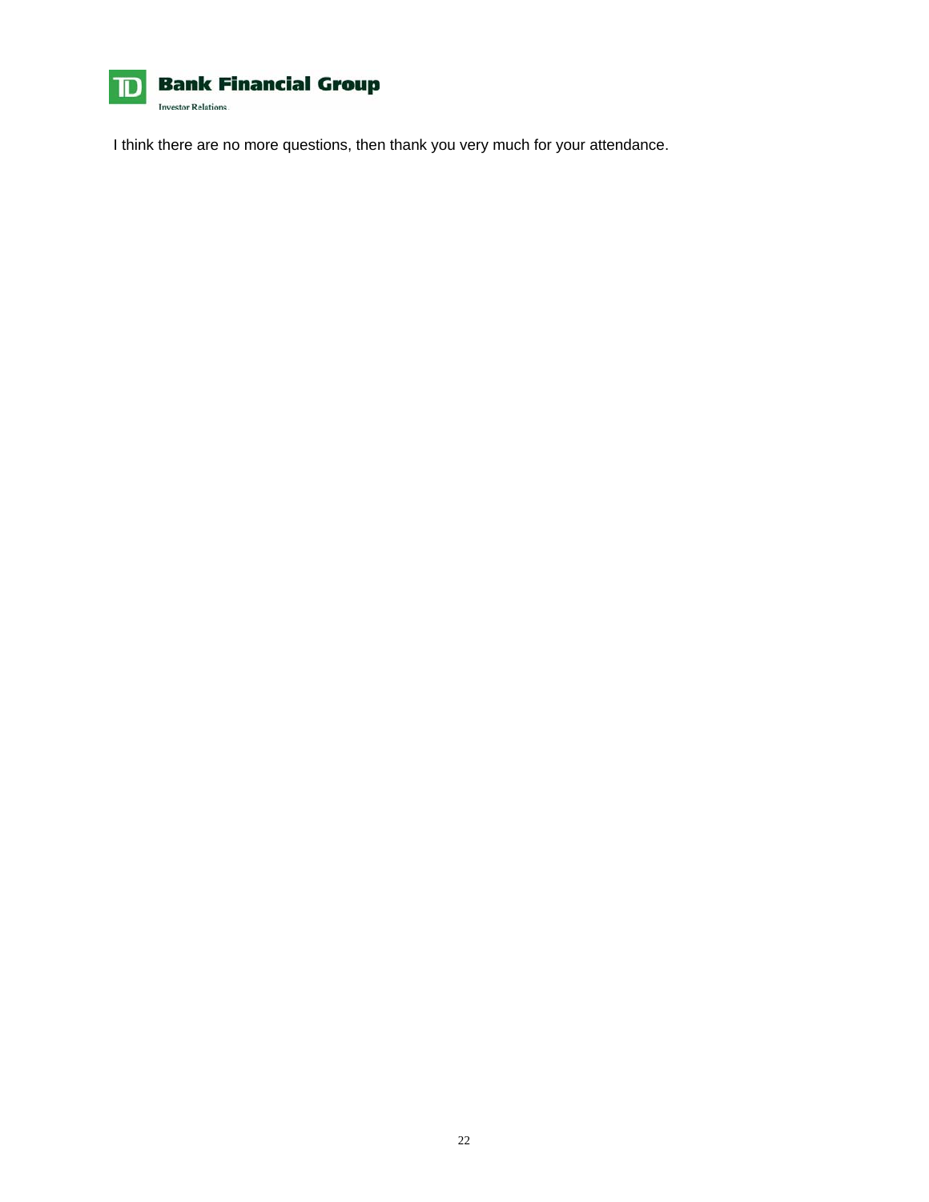I think there are no more questions, then thank you very much for your attendance.